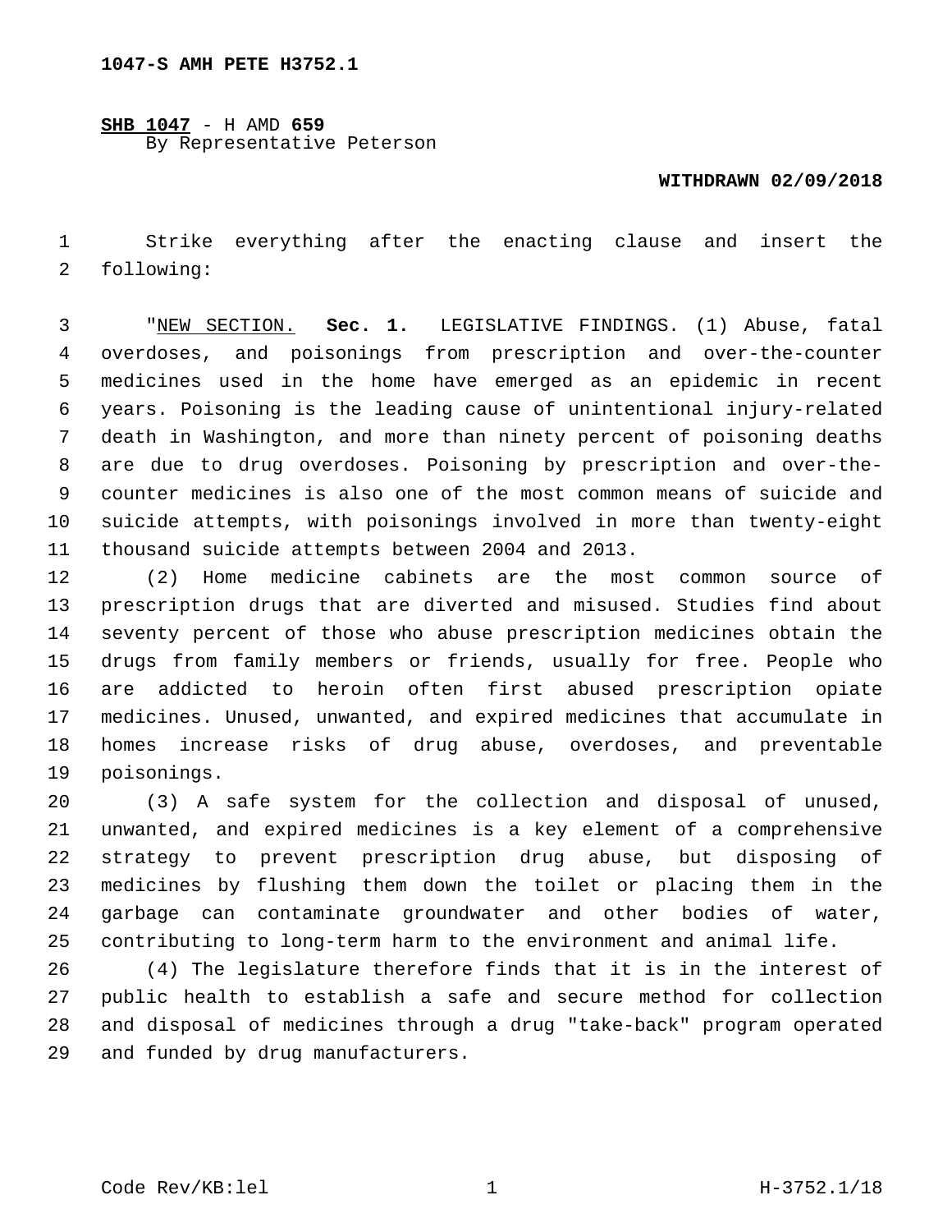1047-S AMH PETE H3752.1

**SHB 1047** - H AMD **659**
By Representative Peterson

**WITHDRAWN 02/09/2018**

Strike everything after the enacting clause and insert the following:

"NEW SECTION. **Sec. 1.** LEGISLATIVE FINDINGS. (1) Abuse, fatal overdoses, and poisonings from prescription and over-the-counter medicines used in the home have emerged as an epidemic in recent years. Poisoning is the leading cause of unintentional injury-related death in Washington, and more than ninety percent of poisoning deaths are due to drug overdoses. Poisoning by prescription and over-the-counter medicines is also one of the most common means of suicide and suicide attempts, with poisonings involved in more than twenty-eight thousand suicide attempts between 2004 and 2013.

(2) Home medicine cabinets are the most common source of prescription drugs that are diverted and misused. Studies find about seventy percent of those who abuse prescription medicines obtain the drugs from family members or friends, usually for free. People who are addicted to heroin often first abused prescription opiate medicines. Unused, unwanted, and expired medicines that accumulate in homes increase risks of drug abuse, overdoses, and preventable poisonings.

(3) A safe system for the collection and disposal of unused, unwanted, and expired medicines is a key element of a comprehensive strategy to prevent prescription drug abuse, but disposing of medicines by flushing them down the toilet or placing them in the garbage can contaminate groundwater and other bodies of water, contributing to long-term harm to the environment and animal life.

(4) The legislature therefore finds that it is in the interest of public health to establish a safe and secure method for collection and disposal of medicines through a drug "take-back" program operated and funded by drug manufacturers.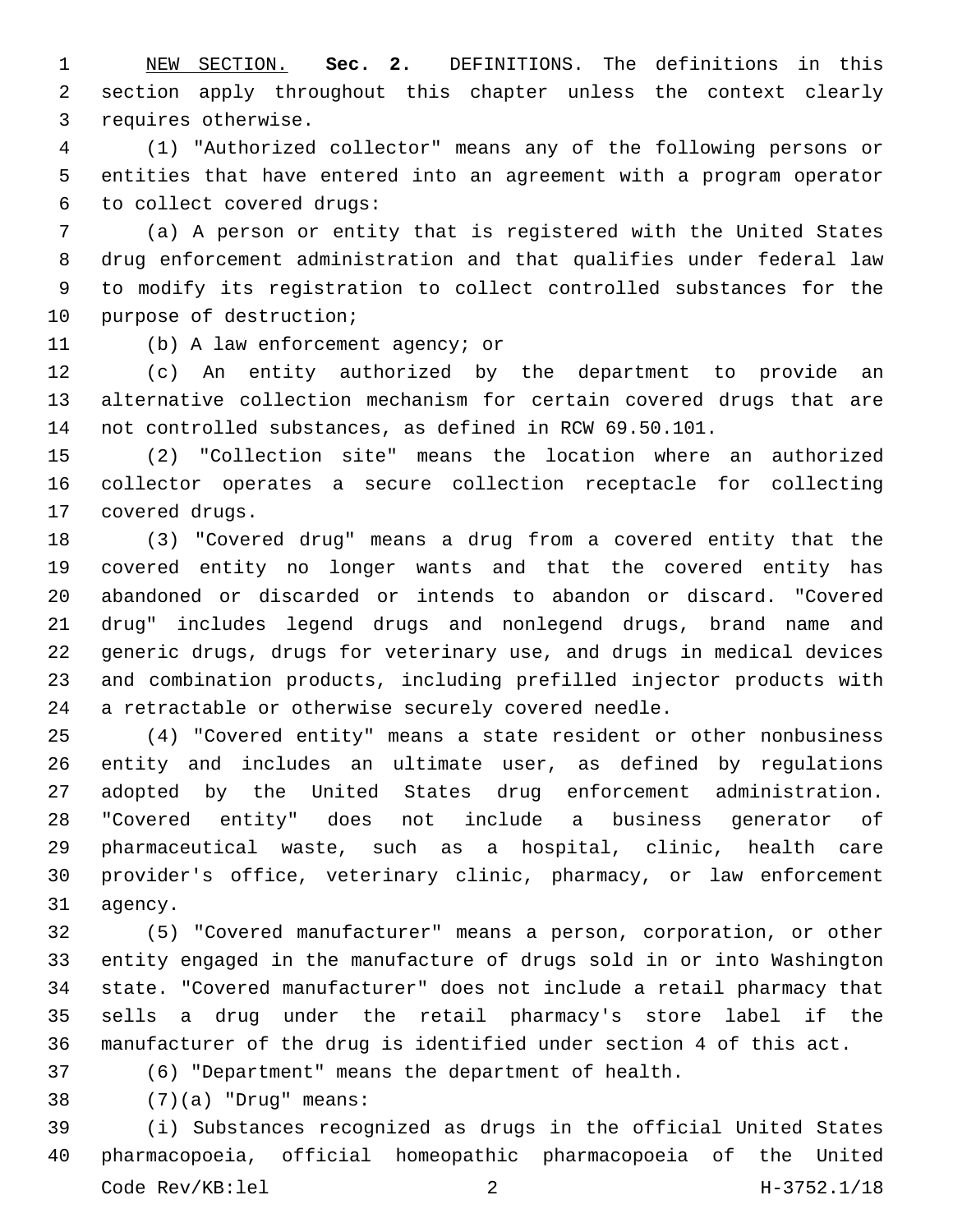NEW SECTION. **Sec. 2.** DEFINITIONS. The definitions in this section apply throughout this chapter unless the context clearly requires otherwise.

(1) "Authorized collector" means any of the following persons or entities that have entered into an agreement with a program operator to collect covered drugs:

(a) A person or entity that is registered with the United States drug enforcement administration and that qualifies under federal law to modify its registration to collect controlled substances for the purpose of destruction;

(b) A law enforcement agency; or

(c) An entity authorized by the department to provide an alternative collection mechanism for certain covered drugs that are not controlled substances, as defined in RCW 69.50.101.

(2) "Collection site" means the location where an authorized collector operates a secure collection receptacle for collecting covered drugs.

(3) "Covered drug" means a drug from a covered entity that the covered entity no longer wants and that the covered entity has abandoned or discarded or intends to abandon or discard. "Covered drug" includes legend drugs and nonlegend drugs, brand name and generic drugs, drugs for veterinary use, and drugs in medical devices and combination products, including prefilled injector products with a retractable or otherwise securely covered needle.

(4) "Covered entity" means a state resident or other nonbusiness entity and includes an ultimate user, as defined by regulations adopted by the United States drug enforcement administration. "Covered entity" does not include a business generator of pharmaceutical waste, such as a hospital, clinic, health care provider's office, veterinary clinic, pharmacy, or law enforcement agency.

(5) "Covered manufacturer" means a person, corporation, or other entity engaged in the manufacture of drugs sold in or into Washington state. "Covered manufacturer" does not include a retail pharmacy that sells a drug under the retail pharmacy's store label if the manufacturer of the drug is identified under section 4 of this act.

(6) "Department" means the department of health.

(7)(a) "Drug" means:

(i) Substances recognized as drugs in the official United States pharmacopoeia, official homeopathic pharmacopoeia of the United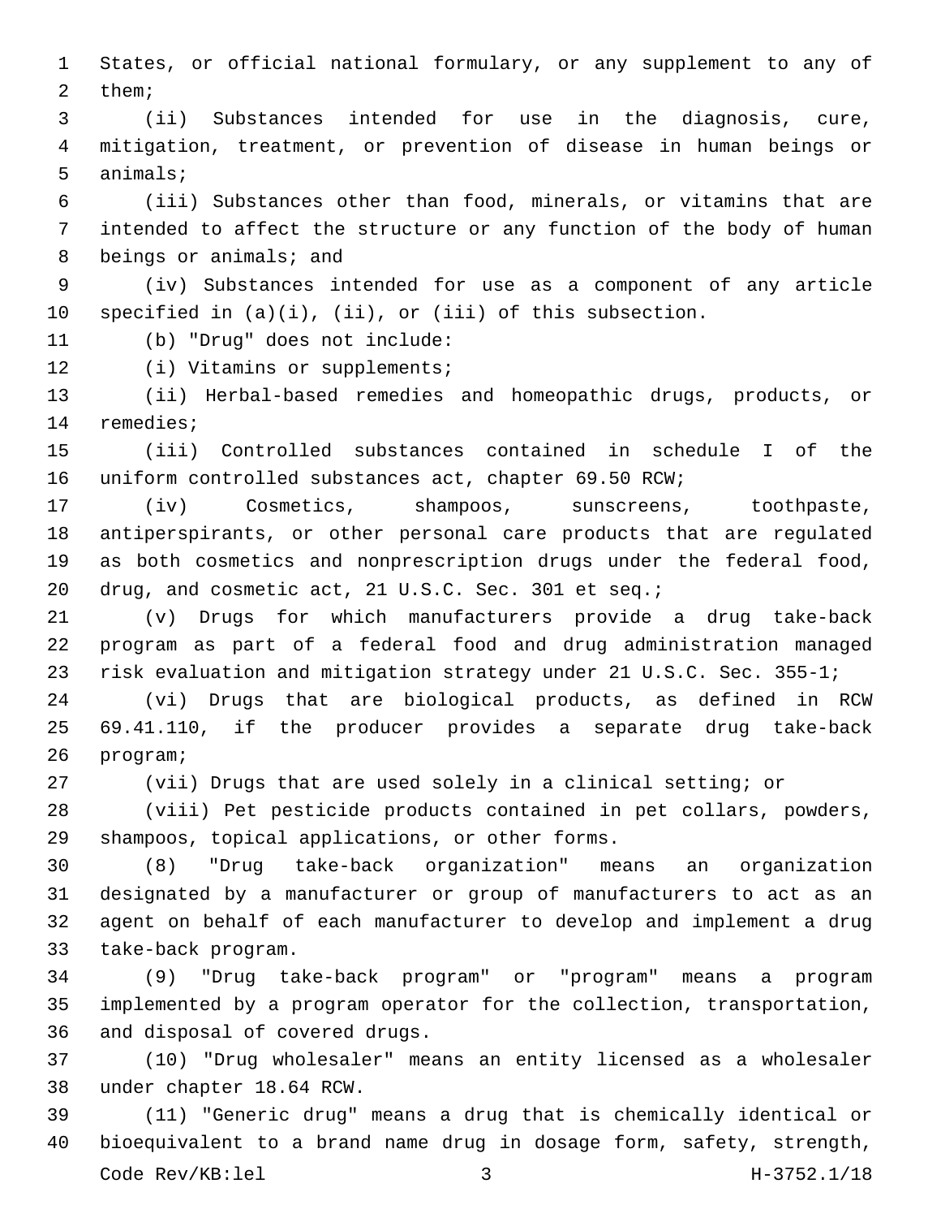States, or official national formulary, or any supplement to any of them;

(ii) Substances intended for use in the diagnosis, cure, mitigation, treatment, or prevention of disease in human beings or animals;

(iii) Substances other than food, minerals, or vitamins that are intended to affect the structure or any function of the body of human beings or animals; and

(iv) Substances intended for use as a component of any article specified in (a)(i), (ii), or (iii) of this subsection.

(b) "Drug" does not include:

(i) Vitamins or supplements;

(ii) Herbal-based remedies and homeopathic drugs, products, or remedies;

(iii) Controlled substances contained in schedule I of the uniform controlled substances act, chapter 69.50 RCW;

(iv) Cosmetics, shampoos, sunscreens, toothpaste, antiperspirants, or other personal care products that are regulated as both cosmetics and nonprescription drugs under the federal food, drug, and cosmetic act, 21 U.S.C. Sec. 301 et seq.;

(v) Drugs for which manufacturers provide a drug take-back program as part of a federal food and drug administration managed risk evaluation and mitigation strategy under 21 U.S.C. Sec. 355-1;

(vi) Drugs that are biological products, as defined in RCW 69.41.110, if the producer provides a separate drug take-back program;

(vii) Drugs that are used solely in a clinical setting; or

(viii) Pet pesticide products contained in pet collars, powders, shampoos, topical applications, or other forms.

(8) "Drug take-back organization" means an organization designated by a manufacturer or group of manufacturers to act as an agent on behalf of each manufacturer to develop and implement a drug take-back program.

(9) "Drug take-back program" or "program" means a program implemented by a program operator for the collection, transportation, and disposal of covered drugs.

(10) "Drug wholesaler" means an entity licensed as a wholesaler under chapter 18.64 RCW.

(11) "Generic drug" means a drug that is chemically identical or bioequivalent to a brand name drug in dosage form, safety, strength,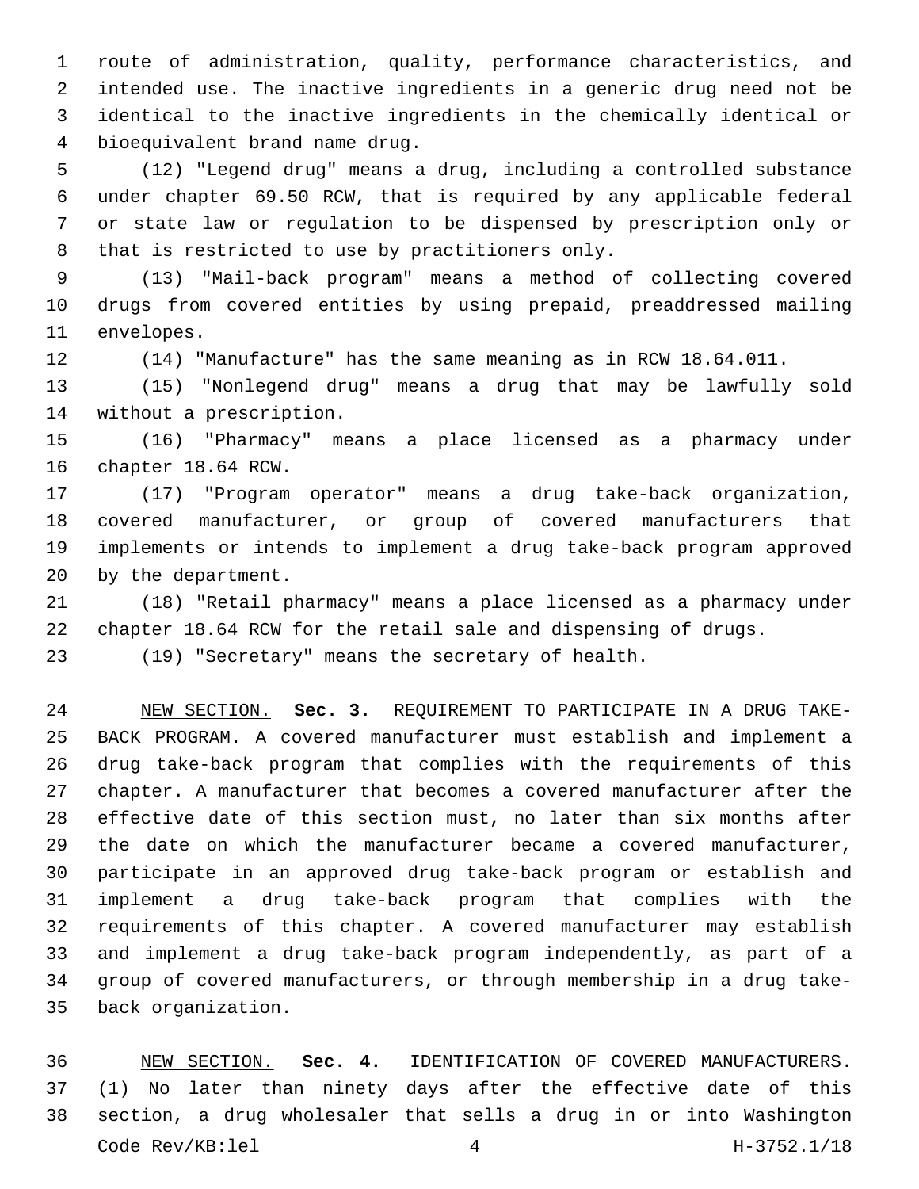route of administration, quality, performance characteristics, and intended use. The inactive ingredients in a generic drug need not be identical to the inactive ingredients in the chemically identical or bioequivalent brand name drug.

(12) "Legend drug" means a drug, including a controlled substance under chapter 69.50 RCW, that is required by any applicable federal or state law or regulation to be dispensed by prescription only or that is restricted to use by practitioners only.

(13) "Mail-back program" means a method of collecting covered drugs from covered entities by using prepaid, preaddressed mailing envelopes.

(14) "Manufacture" has the same meaning as in RCW 18.64.011.

(15) "Nonlegend drug" means a drug that may be lawfully sold without a prescription.

(16) "Pharmacy" means a place licensed as a pharmacy under chapter 18.64 RCW.

(17) "Program operator" means a drug take-back organization, covered manufacturer, or group of covered manufacturers that implements or intends to implement a drug take-back program approved by the department.

(18) "Retail pharmacy" means a place licensed as a pharmacy under chapter 18.64 RCW for the retail sale and dispensing of drugs.

(19) "Secretary" means the secretary of health.

NEW SECTION. **Sec. 3.** REQUIREMENT TO PARTICIPATE IN A DRUG TAKE-BACK PROGRAM. A covered manufacturer must establish and implement a drug take-back program that complies with the requirements of this chapter. A manufacturer that becomes a covered manufacturer after the effective date of this section must, no later than six months after the date on which the manufacturer became a covered manufacturer, participate in an approved drug take-back program or establish and implement a drug take-back program that complies with the requirements of this chapter. A covered manufacturer may establish and implement a drug take-back program independently, as part of a group of covered manufacturers, or through membership in a drug take-back organization.

NEW SECTION. **Sec. 4.** IDENTIFICATION OF COVERED MANUFACTURERS. (1) No later than ninety days after the effective date of this section, a drug wholesaler that sells a drug in or into Washington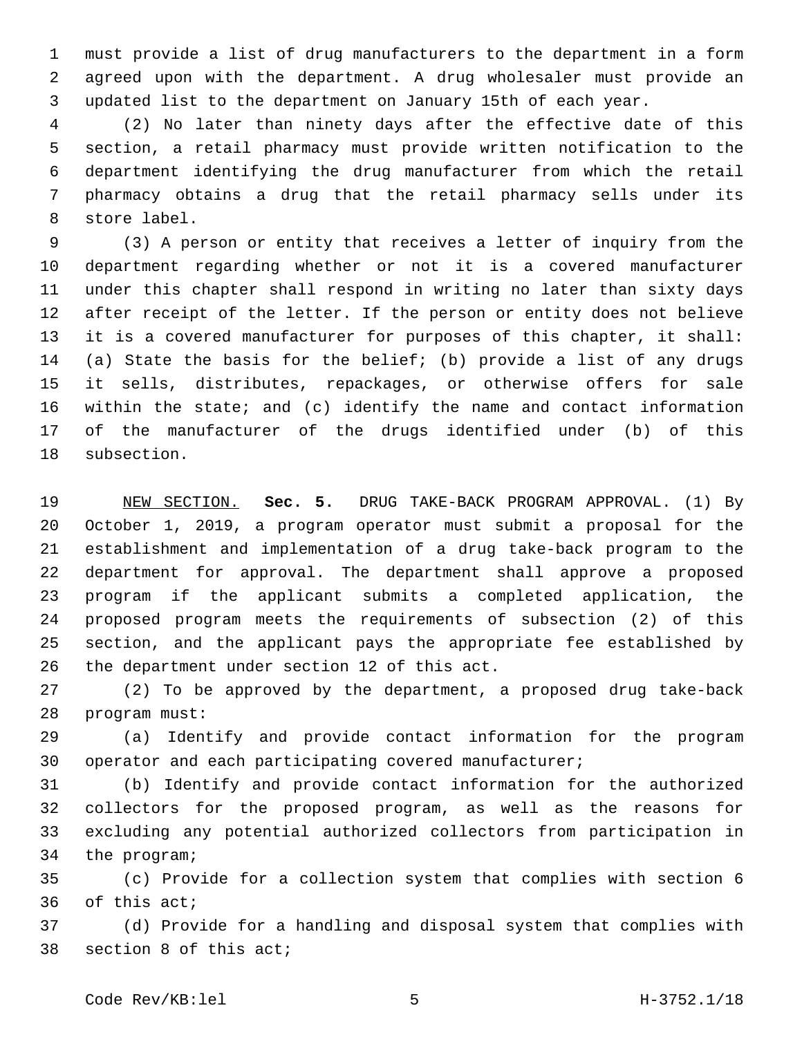must provide a list of drug manufacturers to the department in a form agreed upon with the department. A drug wholesaler must provide an updated list to the department on January 15th of each year.

(2) No later than ninety days after the effective date of this section, a retail pharmacy must provide written notification to the department identifying the drug manufacturer from which the retail pharmacy obtains a drug that the retail pharmacy sells under its store label.

(3) A person or entity that receives a letter of inquiry from the department regarding whether or not it is a covered manufacturer under this chapter shall respond in writing no later than sixty days after receipt of the letter. If the person or entity does not believe it is a covered manufacturer for purposes of this chapter, it shall: (a) State the basis for the belief; (b) provide a list of any drugs it sells, distributes, repackages, or otherwise offers for sale within the state; and (c) identify the name and contact information of the manufacturer of the drugs identified under (b) of this subsection.

NEW SECTION. **Sec. 5.** DRUG TAKE-BACK PROGRAM APPROVAL. (1) By October 1, 2019, a program operator must submit a proposal for the establishment and implementation of a drug take-back program to the department for approval. The department shall approve a proposed program if the applicant submits a completed application, the proposed program meets the requirements of subsection (2) of this section, and the applicant pays the appropriate fee established by the department under section 12 of this act.

(2) To be approved by the department, a proposed drug take-back program must:

(a) Identify and provide contact information for the program operator and each participating covered manufacturer;

(b) Identify and provide contact information for the authorized collectors for the proposed program, as well as the reasons for excluding any potential authorized collectors from participation in the program;

(c) Provide for a collection system that complies with section 6 of this act;

(d) Provide for a handling and disposal system that complies with section 8 of this act;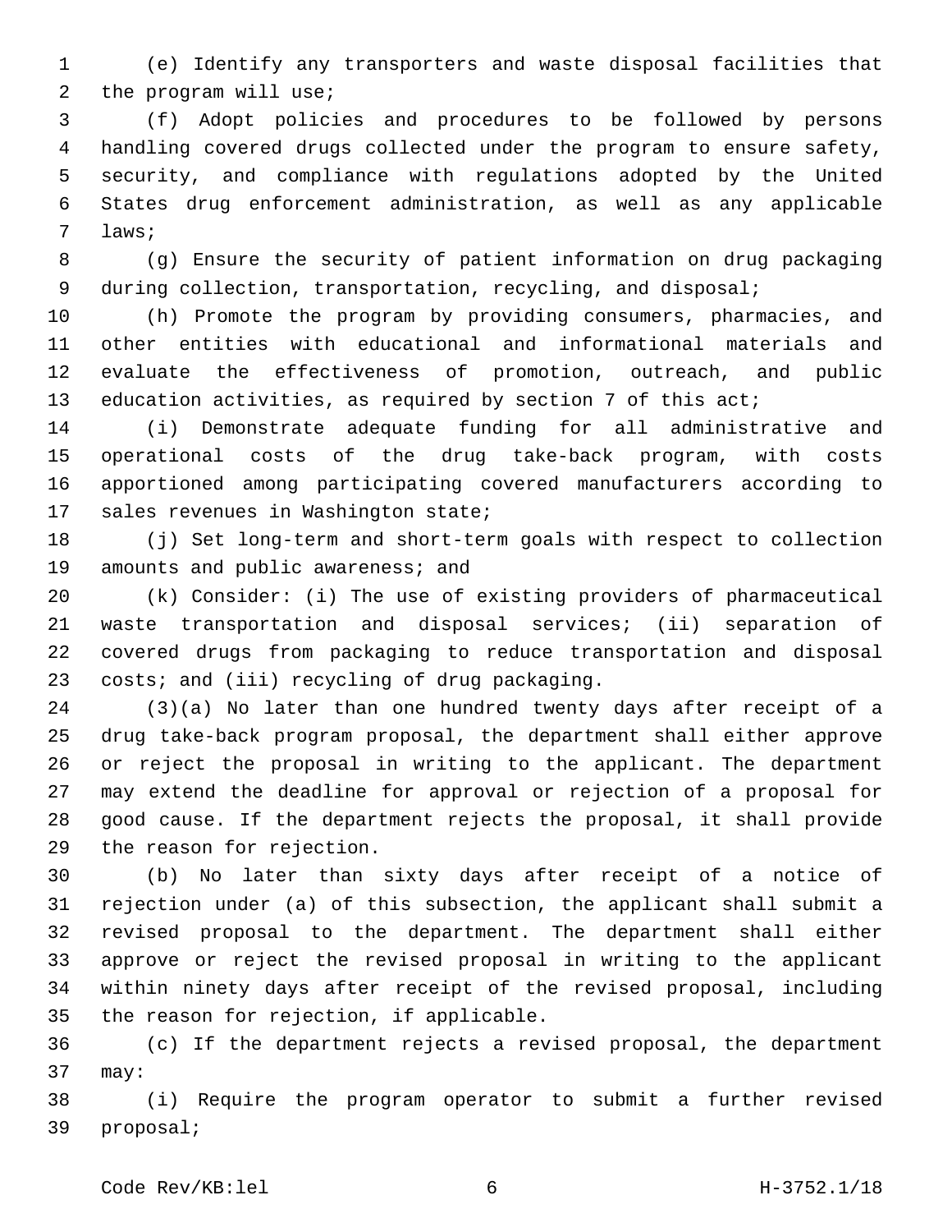(e) Identify any transporters and waste disposal facilities that the program will use;

(f) Adopt policies and procedures to be followed by persons handling covered drugs collected under the program to ensure safety, security, and compliance with regulations adopted by the United States drug enforcement administration, as well as any applicable laws;

(g) Ensure the security of patient information on drug packaging during collection, transportation, recycling, and disposal;

(h) Promote the program by providing consumers, pharmacies, and other entities with educational and informational materials and evaluate the effectiveness of promotion, outreach, and public education activities, as required by section 7 of this act;

(i) Demonstrate adequate funding for all administrative and operational costs of the drug take-back program, with costs apportioned among participating covered manufacturers according to sales revenues in Washington state;

(j) Set long-term and short-term goals with respect to collection amounts and public awareness; and

(k) Consider: (i) The use of existing providers of pharmaceutical waste transportation and disposal services; (ii) separation of covered drugs from packaging to reduce transportation and disposal costs; and (iii) recycling of drug packaging.

(3)(a) No later than one hundred twenty days after receipt of a drug take-back program proposal, the department shall either approve or reject the proposal in writing to the applicant. The department may extend the deadline for approval or rejection of a proposal for good cause. If the department rejects the proposal, it shall provide the reason for rejection.

(b) No later than sixty days after receipt of a notice of rejection under (a) of this subsection, the applicant shall submit a revised proposal to the department. The department shall either approve or reject the revised proposal in writing to the applicant within ninety days after receipt of the revised proposal, including the reason for rejection, if applicable.

(c) If the department rejects a revised proposal, the department may:

(i) Require the program operator to submit a further revised proposal;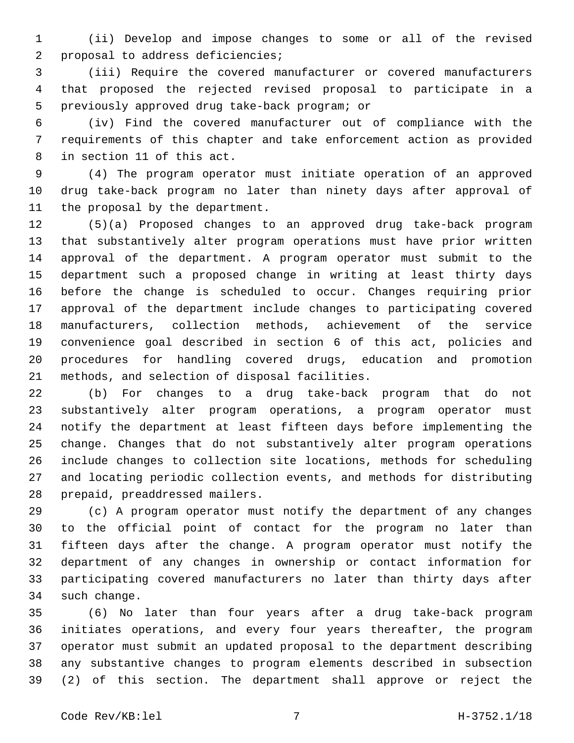(ii) Develop and impose changes to some or all of the revised proposal to address deficiencies;

(iii) Require the covered manufacturer or covered manufacturers that proposed the rejected revised proposal to participate in a previously approved drug take-back program; or

(iv) Find the covered manufacturer out of compliance with the requirements of this chapter and take enforcement action as provided in section 11 of this act.

(4) The program operator must initiate operation of an approved drug take-back program no later than ninety days after approval of the proposal by the department.

(5)(a) Proposed changes to an approved drug take-back program that substantively alter program operations must have prior written approval of the department. A program operator must submit to the department such a proposed change in writing at least thirty days before the change is scheduled to occur. Changes requiring prior approval of the department include changes to participating covered manufacturers, collection methods, achievement of the service convenience goal described in section 6 of this act, policies and procedures for handling covered drugs, education and promotion methods, and selection of disposal facilities.

(b) For changes to a drug take-back program that do not substantively alter program operations, a program operator must notify the department at least fifteen days before implementing the change. Changes that do not substantively alter program operations include changes to collection site locations, methods for scheduling and locating periodic collection events, and methods for distributing prepaid, preaddressed mailers.

(c) A program operator must notify the department of any changes to the official point of contact for the program no later than fifteen days after the change. A program operator must notify the department of any changes in ownership or contact information for participating covered manufacturers no later than thirty days after such change.

(6) No later than four years after a drug take-back program initiates operations, and every four years thereafter, the program operator must submit an updated proposal to the department describing any substantive changes to program elements described in subsection (2) of this section. The department shall approve or reject the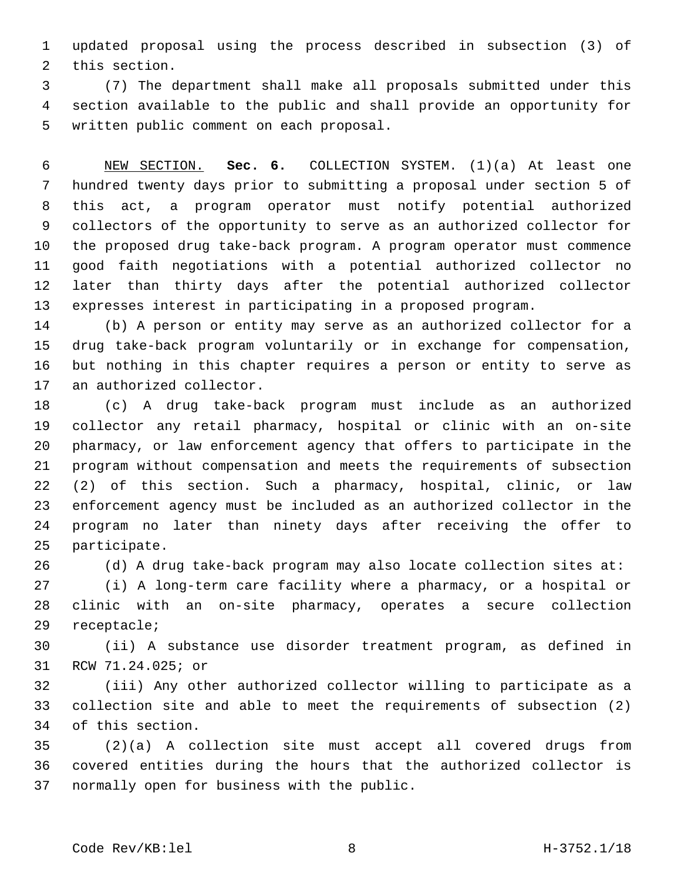updated proposal using the process described in subsection (3) of this section.

(7) The department shall make all proposals submitted under this section available to the public and shall provide an opportunity for written public comment on each proposal.

NEW SECTION. **Sec. 6.** COLLECTION SYSTEM. (1)(a) At least one hundred twenty days prior to submitting a proposal under section 5 of this act, a program operator must notify potential authorized collectors of the opportunity to serve as an authorized collector for the proposed drug take-back program. A program operator must commence good faith negotiations with a potential authorized collector no later than thirty days after the potential authorized collector expresses interest in participating in a proposed program.

(b) A person or entity may serve as an authorized collector for a drug take-back program voluntarily or in exchange for compensation, but nothing in this chapter requires a person or entity to serve as an authorized collector.

(c) A drug take-back program must include as an authorized collector any retail pharmacy, hospital or clinic with an on-site pharmacy, or law enforcement agency that offers to participate in the program without compensation and meets the requirements of subsection (2) of this section. Such a pharmacy, hospital, clinic, or law enforcement agency must be included as an authorized collector in the program no later than ninety days after receiving the offer to participate.

(d) A drug take-back program may also locate collection sites at:

(i) A long-term care facility where a pharmacy, or a hospital or clinic with an on-site pharmacy, operates a secure collection receptacle;

(ii) A substance use disorder treatment program, as defined in RCW 71.24.025; or

(iii) Any other authorized collector willing to participate as a collection site and able to meet the requirements of subsection (2) of this section.

(2)(a) A collection site must accept all covered drugs from covered entities during the hours that the authorized collector is normally open for business with the public.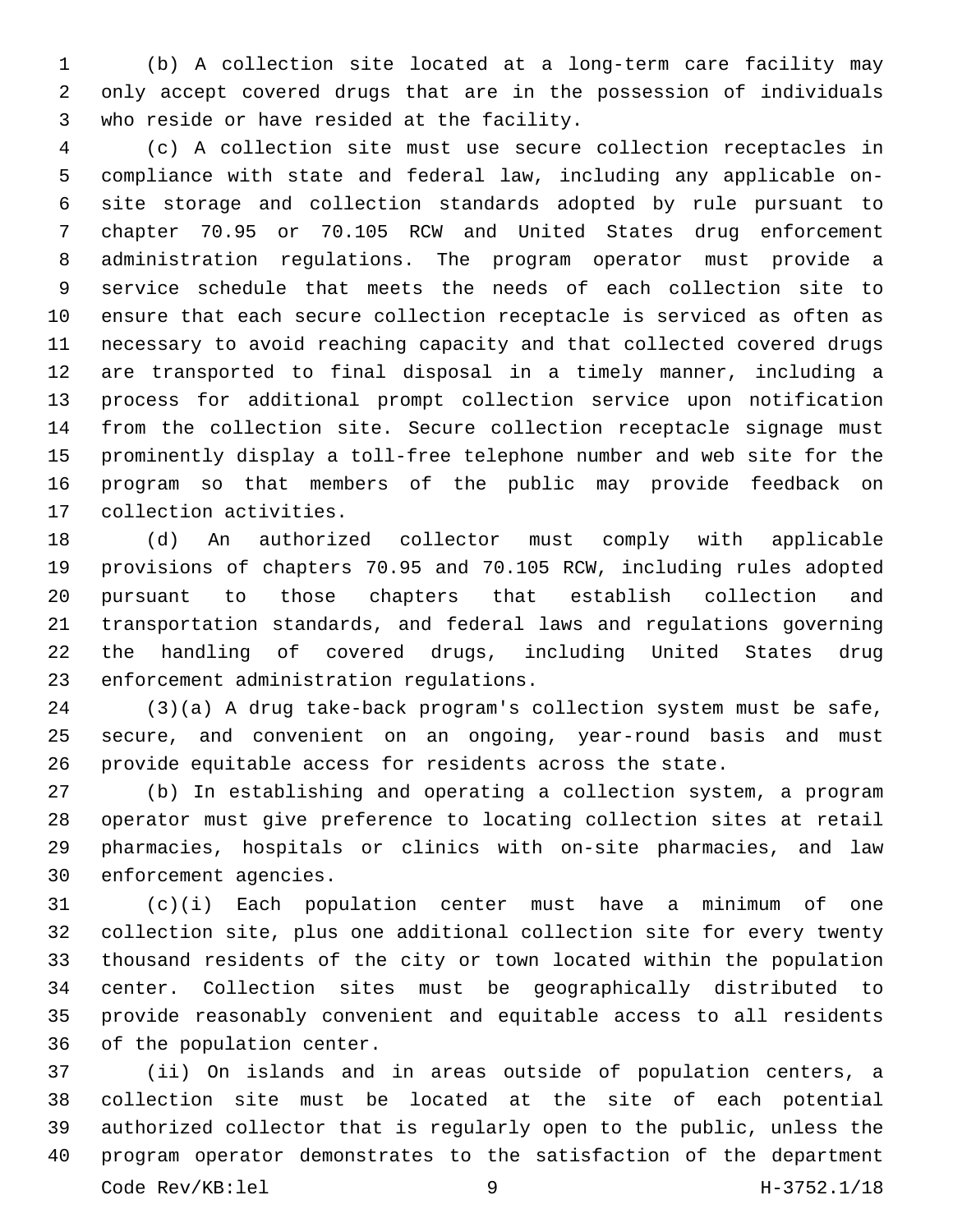(b) A collection site located at a long-term care facility may only accept covered drugs that are in the possession of individuals who reside or have resided at the facility.

(c) A collection site must use secure collection receptacles in compliance with state and federal law, including any applicable on-site storage and collection standards adopted by rule pursuant to chapter 70.95 or 70.105 RCW and United States drug enforcement administration regulations. The program operator must provide a service schedule that meets the needs of each collection site to ensure that each secure collection receptacle is serviced as often as necessary to avoid reaching capacity and that collected covered drugs are transported to final disposal in a timely manner, including a process for additional prompt collection service upon notification from the collection site. Secure collection receptacle signage must prominently display a toll-free telephone number and web site for the program so that members of the public may provide feedback on collection activities.

(d) An authorized collector must comply with applicable provisions of chapters 70.95 and 70.105 RCW, including rules adopted pursuant to those chapters that establish collection and transportation standards, and federal laws and regulations governing the handling of covered drugs, including United States drug enforcement administration regulations.

(3)(a) A drug take-back program's collection system must be safe, secure, and convenient on an ongoing, year-round basis and must provide equitable access for residents across the state.

(b) In establishing and operating a collection system, a program operator must give preference to locating collection sites at retail pharmacies, hospitals or clinics with on-site pharmacies, and law enforcement agencies.

(c)(i) Each population center must have a minimum of one collection site, plus one additional collection site for every twenty thousand residents of the city or town located within the population center. Collection sites must be geographically distributed to provide reasonably convenient and equitable access to all residents of the population center.

(ii) On islands and in areas outside of population centers, a collection site must be located at the site of each potential authorized collector that is regularly open to the public, unless the program operator demonstrates to the satisfaction of the department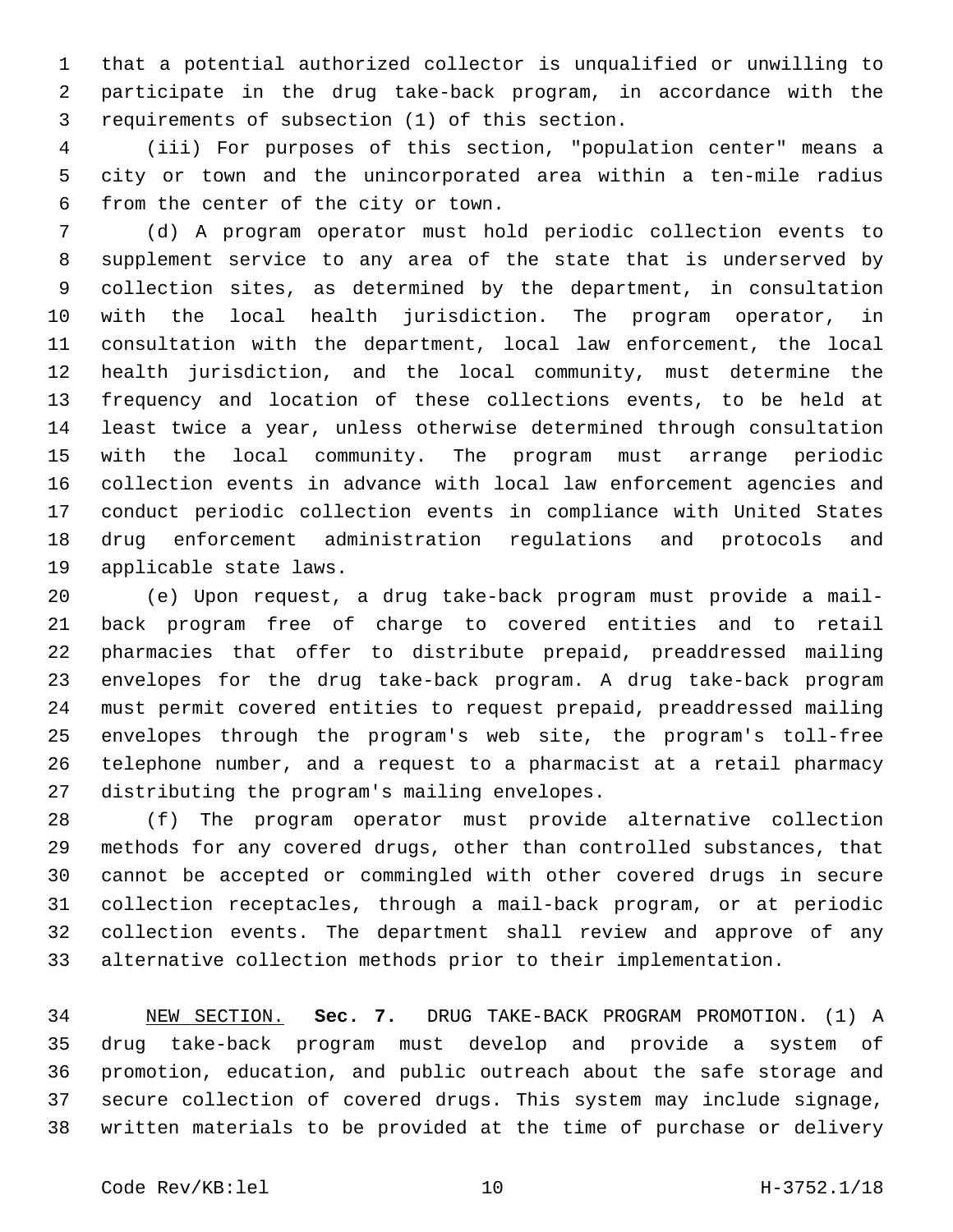that a potential authorized collector is unqualified or unwilling to participate in the drug take-back program, in accordance with the requirements of subsection (1) of this section.

(iii) For purposes of this section, "population center" means a city or town and the unincorporated area within a ten-mile radius from the center of the city or town.

(d) A program operator must hold periodic collection events to supplement service to any area of the state that is underserved by collection sites, as determined by the department, in consultation with the local health jurisdiction. The program operator, in consultation with the department, local law enforcement, the local health jurisdiction, and the local community, must determine the frequency and location of these collections events, to be held at least twice a year, unless otherwise determined through consultation with the local community. The program must arrange periodic collection events in advance with local law enforcement agencies and conduct periodic collection events in compliance with United States drug enforcement administration regulations and protocols and applicable state laws.

(e) Upon request, a drug take-back program must provide a mail-back program free of charge to covered entities and to retail pharmacies that offer to distribute prepaid, preaddressed mailing envelopes for the drug take-back program. A drug take-back program must permit covered entities to request prepaid, preaddressed mailing envelopes through the program's web site, the program's toll-free telephone number, and a request to a pharmacist at a retail pharmacy distributing the program's mailing envelopes.

(f) The program operator must provide alternative collection methods for any covered drugs, other than controlled substances, that cannot be accepted or commingled with other covered drugs in secure collection receptacles, through a mail-back program, or at periodic collection events. The department shall review and approve of any alternative collection methods prior to their implementation.

NEW SECTION. **Sec. 7.** DRUG TAKE-BACK PROGRAM PROMOTION. (1) A drug take-back program must develop and provide a system of promotion, education, and public outreach about the safe storage and secure collection of covered drugs. This system may include signage, written materials to be provided at the time of purchase or delivery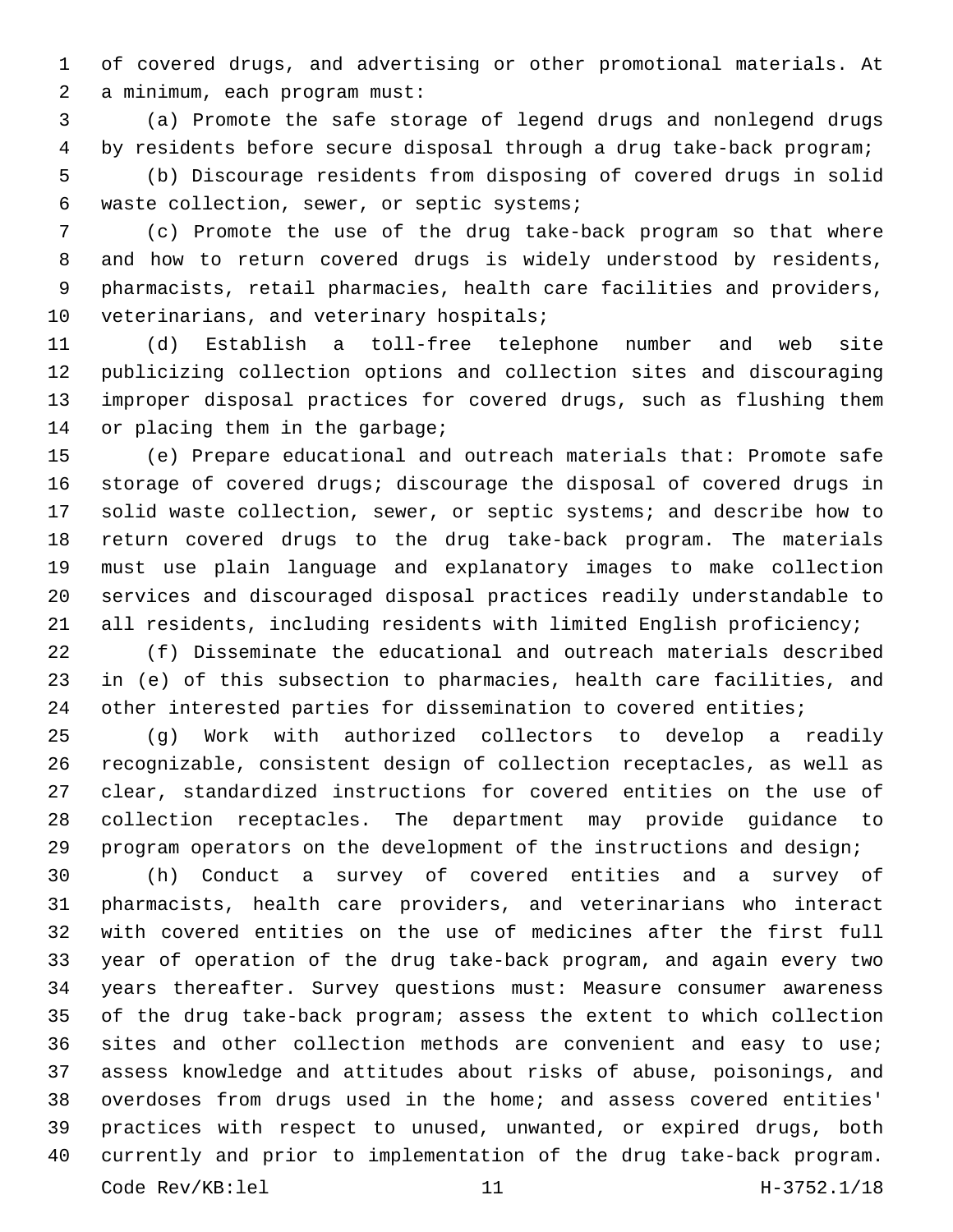of covered drugs, and advertising or other promotional materials. At a minimum, each program must:

(a) Promote the safe storage of legend drugs and nonlegend drugs by residents before secure disposal through a drug take-back program;

(b) Discourage residents from disposing of covered drugs in solid waste collection, sewer, or septic systems;

(c) Promote the use of the drug take-back program so that where and how to return covered drugs is widely understood by residents, pharmacists, retail pharmacies, health care facilities and providers, veterinarians, and veterinary hospitals;

(d) Establish a toll-free telephone number and web site publicizing collection options and collection sites and discouraging improper disposal practices for covered drugs, such as flushing them or placing them in the garbage;

(e) Prepare educational and outreach materials that: Promote safe storage of covered drugs; discourage the disposal of covered drugs in solid waste collection, sewer, or septic systems; and describe how to return covered drugs to the drug take-back program. The materials must use plain language and explanatory images to make collection services and discouraged disposal practices readily understandable to all residents, including residents with limited English proficiency;

(f) Disseminate the educational and outreach materials described in (e) of this subsection to pharmacies, health care facilities, and other interested parties for dissemination to covered entities;

(g) Work with authorized collectors to develop a readily recognizable, consistent design of collection receptacles, as well as clear, standardized instructions for covered entities on the use of collection receptacles. The department may provide guidance to program operators on the development of the instructions and design;

(h) Conduct a survey of covered entities and a survey of pharmacists, health care providers, and veterinarians who interact with covered entities on the use of medicines after the first full year of operation of the drug take-back program, and again every two years thereafter. Survey questions must: Measure consumer awareness of the drug take-back program; assess the extent to which collection sites and other collection methods are convenient and easy to use; assess knowledge and attitudes about risks of abuse, poisonings, and overdoses from drugs used in the home; and assess covered entities' practices with respect to unused, unwanted, or expired drugs, both currently and prior to implementation of the drug take-back program.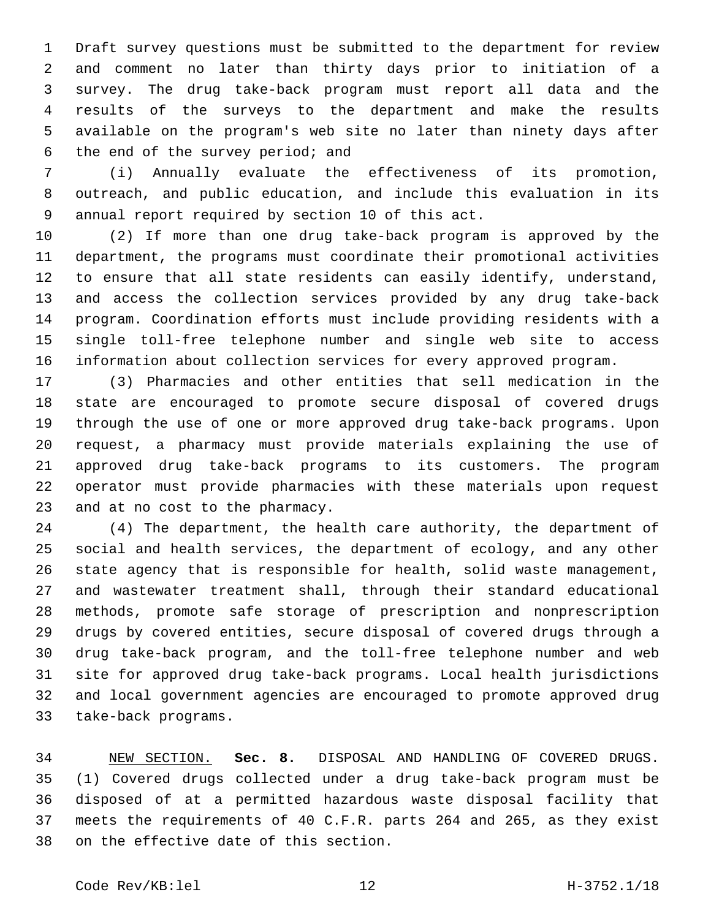Draft survey questions must be submitted to the department for review and comment no later than thirty days prior to initiation of a survey. The drug take-back program must report all data and the results of the surveys to the department and make the results available on the program's web site no later than ninety days after the end of the survey period; and

(i) Annually evaluate the effectiveness of its promotion, outreach, and public education, and include this evaluation in its annual report required by section 10 of this act.

(2) If more than one drug take-back program is approved by the department, the programs must coordinate their promotional activities to ensure that all state residents can easily identify, understand, and access the collection services provided by any drug take-back program. Coordination efforts must include providing residents with a single toll-free telephone number and single web site to access information about collection services for every approved program.

(3) Pharmacies and other entities that sell medication in the state are encouraged to promote secure disposal of covered drugs through the use of one or more approved drug take-back programs. Upon request, a pharmacy must provide materials explaining the use of approved drug take-back programs to its customers. The program operator must provide pharmacies with these materials upon request and at no cost to the pharmacy.

(4) The department, the health care authority, the department of social and health services, the department of ecology, and any other state agency that is responsible for health, solid waste management, and wastewater treatment shall, through their standard educational methods, promote safe storage of prescription and nonprescription drugs by covered entities, secure disposal of covered drugs through a drug take-back program, and the toll-free telephone number and web site for approved drug take-back programs. Local health jurisdictions and local government agencies are encouraged to promote approved drug take-back programs.

NEW SECTION. **Sec. 8.** DISPOSAL AND HANDLING OF COVERED DRUGS. (1) Covered drugs collected under a drug take-back program must be disposed of at a permitted hazardous waste disposal facility that meets the requirements of 40 C.F.R. parts 264 and 265, as they exist on the effective date of this section.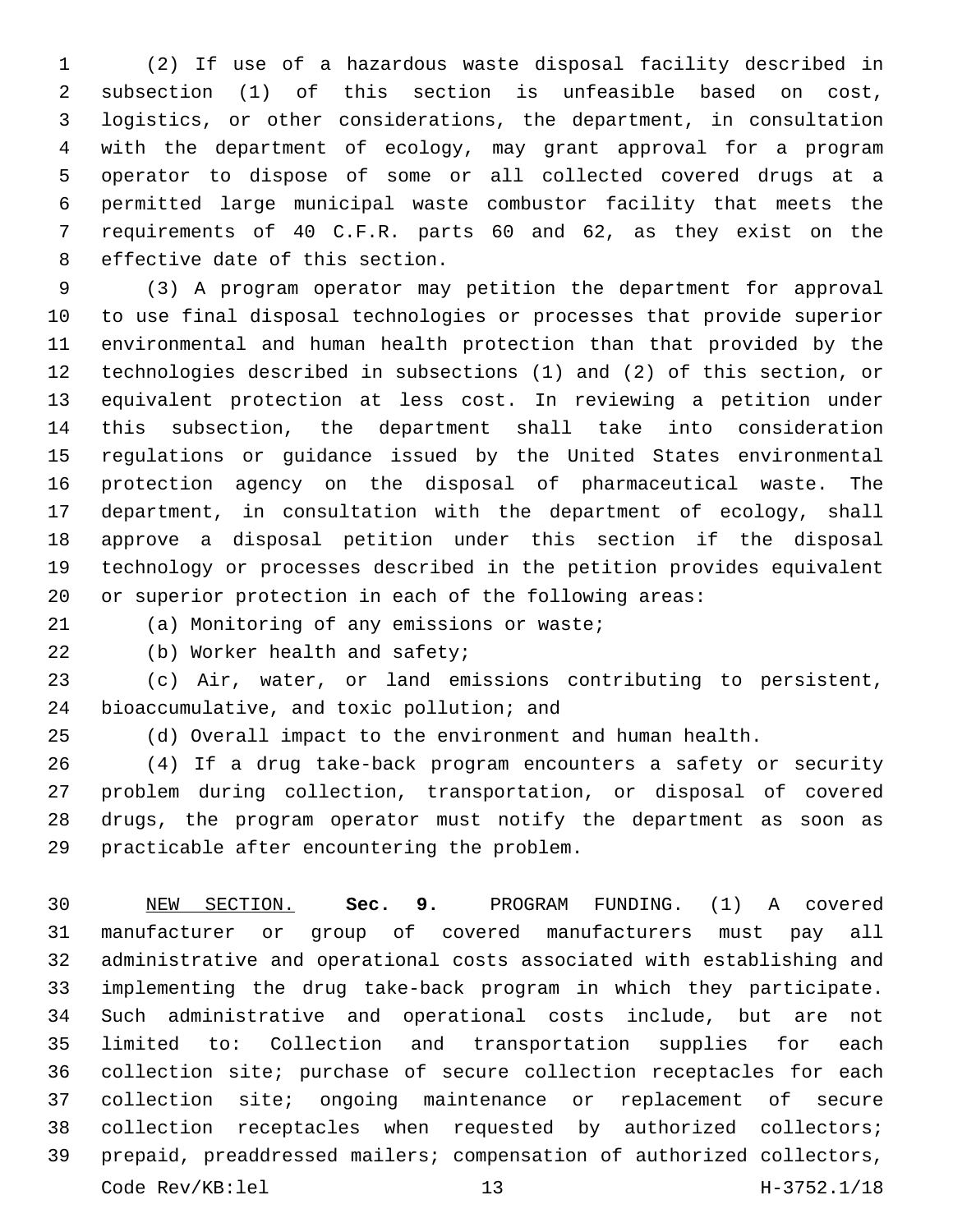(2) If use of a hazardous waste disposal facility described in subsection (1) of this section is unfeasible based on cost, logistics, or other considerations, the department, in consultation with the department of ecology, may grant approval for a program operator to dispose of some or all collected covered drugs at a permitted large municipal waste combustor facility that meets the requirements of 40 C.F.R. parts 60 and 62, as they exist on the effective date of this section.

(3) A program operator may petition the department for approval to use final disposal technologies or processes that provide superior environmental and human health protection than that provided by the technologies described in subsections (1) and (2) of this section, or equivalent protection at less cost. In reviewing a petition under this subsection, the department shall take into consideration regulations or guidance issued by the United States environmental protection agency on the disposal of pharmaceutical waste. The department, in consultation with the department of ecology, shall approve a disposal petition under this section if the disposal technology or processes described in the petition provides equivalent or superior protection in each of the following areas:

(a) Monitoring of any emissions or waste;

(b) Worker health and safety;

(c) Air, water, or land emissions contributing to persistent, bioaccumulative, and toxic pollution; and

(d) Overall impact to the environment and human health.

(4) If a drug take-back program encounters a safety or security problem during collection, transportation, or disposal of covered drugs, the program operator must notify the department as soon as practicable after encountering the problem.

NEW SECTION. **Sec. 9.** PROGRAM FUNDING. (1) A covered manufacturer or group of covered manufacturers must pay all administrative and operational costs associated with establishing and implementing the drug take-back program in which they participate. Such administrative and operational costs include, but are not limited to: Collection and transportation supplies for each collection site; purchase of secure collection receptacles for each collection site; ongoing maintenance or replacement of secure collection receptacles when requested by authorized collectors; prepaid, preaddressed mailers; compensation of authorized collectors,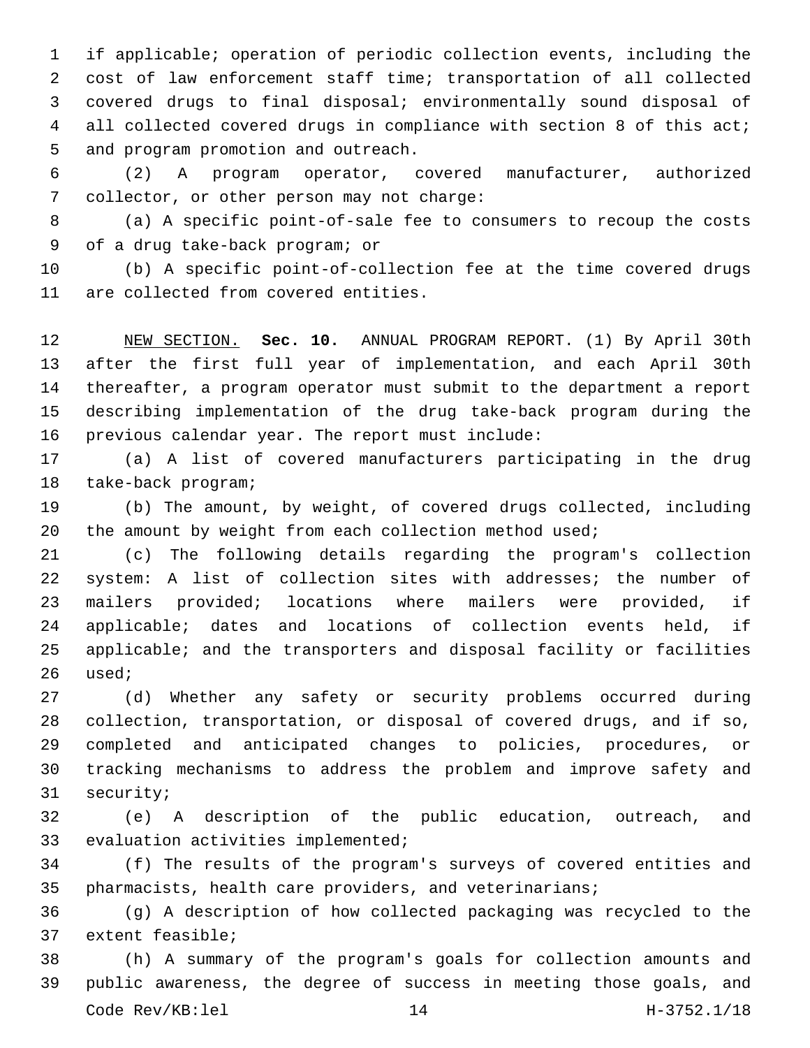if applicable; operation of periodic collection events, including the cost of law enforcement staff time; transportation of all collected covered drugs to final disposal; environmentally sound disposal of all collected covered drugs in compliance with section 8 of this act; and program promotion and outreach.

(2) A program operator, covered manufacturer, authorized collector, or other person may not charge:

(a) A specific point-of-sale fee to consumers to recoup the costs of a drug take-back program; or

(b) A specific point-of-collection fee at the time covered drugs are collected from covered entities.

NEW SECTION. **Sec. 10.** ANNUAL PROGRAM REPORT. (1) By April 30th after the first full year of implementation, and each April 30th thereafter, a program operator must submit to the department a report describing implementation of the drug take-back program during the previous calendar year. The report must include:

(a) A list of covered manufacturers participating in the drug take-back program;

(b) The amount, by weight, of covered drugs collected, including the amount by weight from each collection method used;

(c) The following details regarding the program's collection system: A list of collection sites with addresses; the number of mailers provided; locations where mailers were provided, if applicable; dates and locations of collection events held, if applicable; and the transporters and disposal facility or facilities used;

(d) Whether any safety or security problems occurred during collection, transportation, or disposal of covered drugs, and if so, completed and anticipated changes to policies, procedures, or tracking mechanisms to address the problem and improve safety and security;

(e) A description of the public education, outreach, and evaluation activities implemented;

(f) The results of the program's surveys of covered entities and pharmacists, health care providers, and veterinarians;

(g) A description of how collected packaging was recycled to the extent feasible;

(h) A summary of the program's goals for collection amounts and public awareness, the degree of success in meeting those goals, and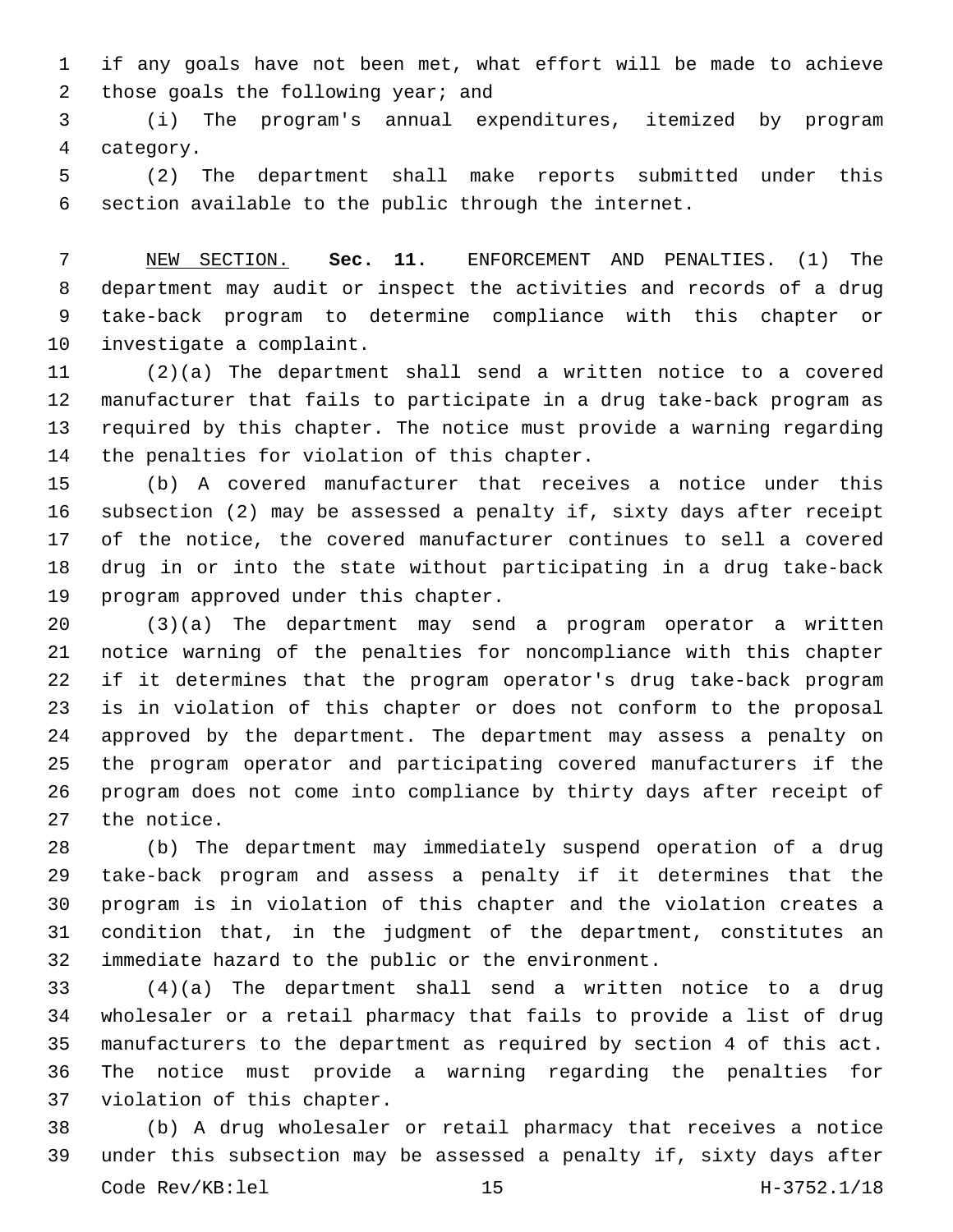if any goals have not been met, what effort will be made to achieve those goals the following year; and

(i) The program's annual expenditures, itemized by program category.

(2) The department shall make reports submitted under this section available to the public through the internet.

NEW SECTION. **Sec. 11.** ENFORCEMENT AND PENALTIES. (1) The department may audit or inspect the activities and records of a drug take-back program to determine compliance with this chapter or investigate a complaint.

(2)(a) The department shall send a written notice to a covered manufacturer that fails to participate in a drug take-back program as required by this chapter. The notice must provide a warning regarding the penalties for violation of this chapter.

(b) A covered manufacturer that receives a notice under this subsection (2) may be assessed a penalty if, sixty days after receipt of the notice, the covered manufacturer continues to sell a covered drug in or into the state without participating in a drug take-back program approved under this chapter.

(3)(a) The department may send a program operator a written notice warning of the penalties for noncompliance with this chapter if it determines that the program operator's drug take-back program is in violation of this chapter or does not conform to the proposal approved by the department. The department may assess a penalty on the program operator and participating covered manufacturers if the program does not come into compliance by thirty days after receipt of the notice.

(b) The department may immediately suspend operation of a drug take-back program and assess a penalty if it determines that the program is in violation of this chapter and the violation creates a condition that, in the judgment of the department, constitutes an immediate hazard to the public or the environment.

(4)(a) The department shall send a written notice to a drug wholesaler or a retail pharmacy that fails to provide a list of drug manufacturers to the department as required by section 4 of this act. The notice must provide a warning regarding the penalties for violation of this chapter.

(b) A drug wholesaler or retail pharmacy that receives a notice under this subsection may be assessed a penalty if, sixty days after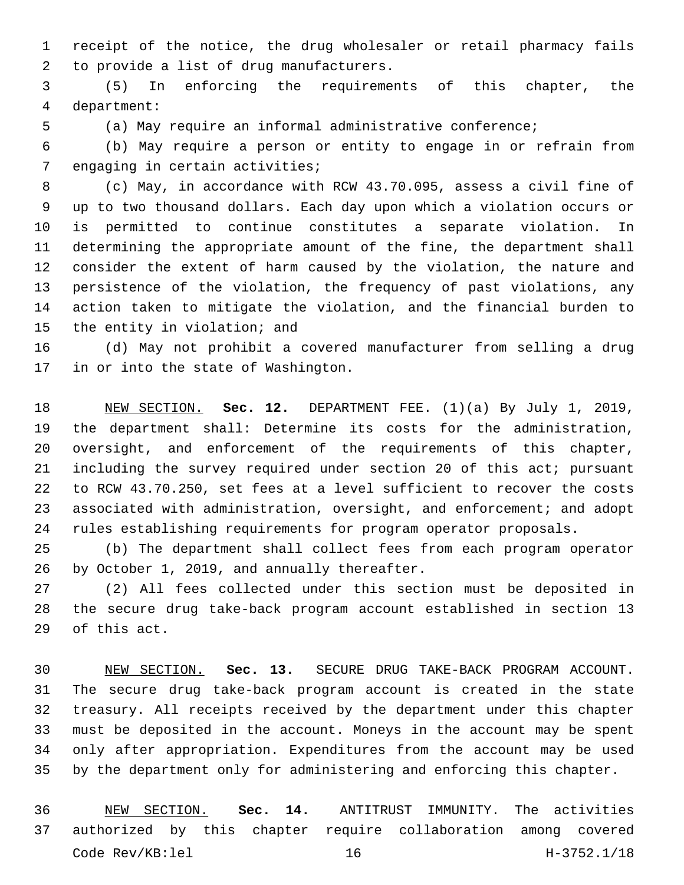receipt of the notice, the drug wholesaler or retail pharmacy fails to provide a list of drug manufacturers.

(5) In enforcing the requirements of this chapter, the department:

(a) May require an informal administrative conference;

(b) May require a person or entity to engage in or refrain from engaging in certain activities;

(c) May, in accordance with RCW 43.70.095, assess a civil fine of up to two thousand dollars. Each day upon which a violation occurs or is permitted to continue constitutes a separate violation. In determining the appropriate amount of the fine, the department shall consider the extent of harm caused by the violation, the nature and persistence of the violation, the frequency of past violations, any action taken to mitigate the violation, and the financial burden to the entity in violation; and

(d) May not prohibit a covered manufacturer from selling a drug in or into the state of Washington.

NEW SECTION. **Sec. 12.** DEPARTMENT FEE. (1)(a) By July 1, 2019, the department shall: Determine its costs for the administration, oversight, and enforcement of the requirements of this chapter, including the survey required under section 20 of this act; pursuant to RCW 43.70.250, set fees at a level sufficient to recover the costs associated with administration, oversight, and enforcement; and adopt rules establishing requirements for program operator proposals.

(b) The department shall collect fees from each program operator by October 1, 2019, and annually thereafter.

(2) All fees collected under this section must be deposited in the secure drug take-back program account established in section 13 of this act.

NEW SECTION. **Sec. 13.** SECURE DRUG TAKE-BACK PROGRAM ACCOUNT. The secure drug take-back program account is created in the state treasury. All receipts received by the department under this chapter must be deposited in the account. Moneys in the account may be spent only after appropriation. Expenditures from the account may be used by the department only for administering and enforcing this chapter.

NEW SECTION. **Sec. 14.** ANTITRUST IMMUNITY. The activities authorized by this chapter require collaboration among covered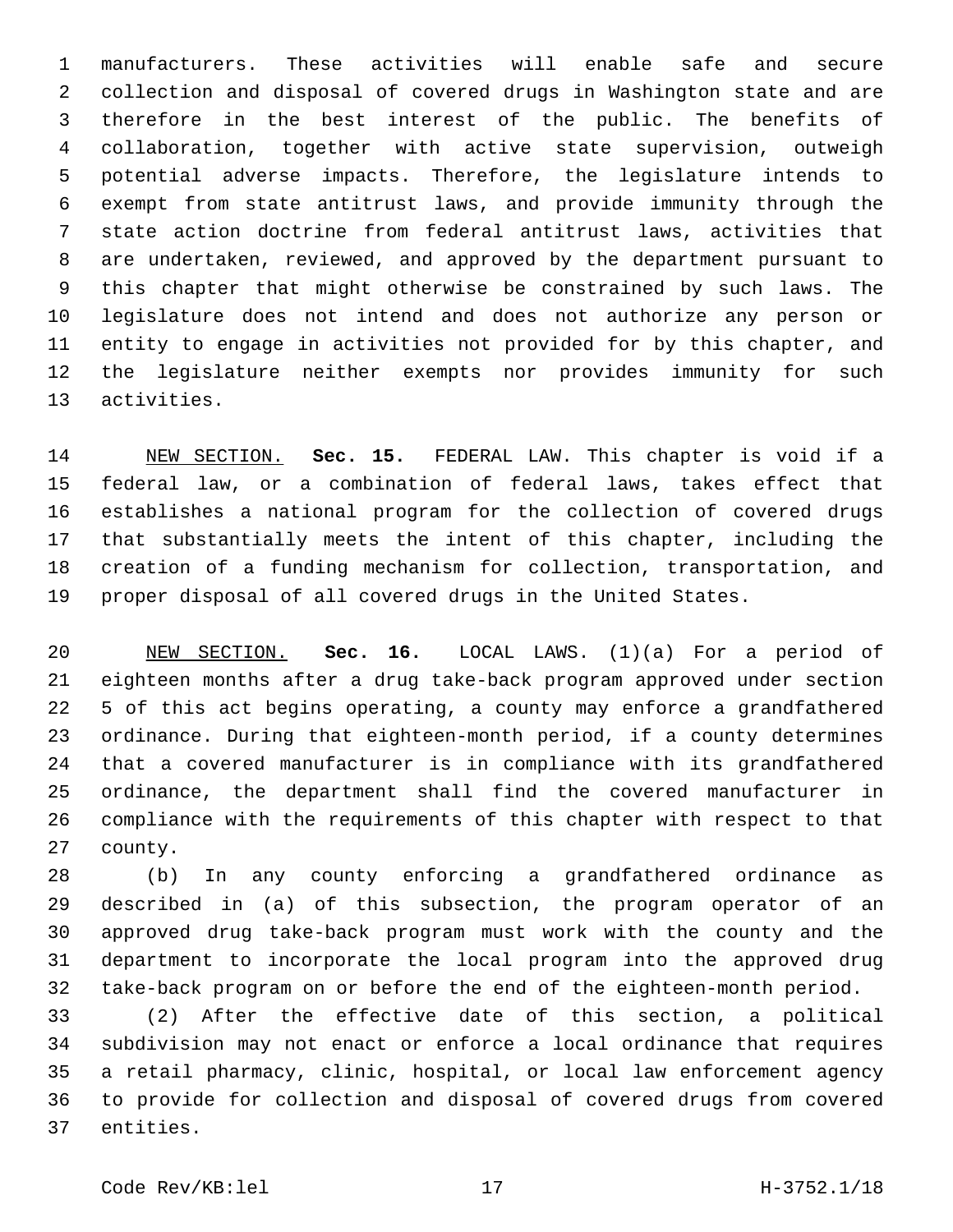manufacturers. These activities will enable safe and secure collection and disposal of covered drugs in Washington state and are therefore in the best interest of the public. The benefits of collaboration, together with active state supervision, outweigh potential adverse impacts. Therefore, the legislature intends to exempt from state antitrust laws, and provide immunity through the state action doctrine from federal antitrust laws, activities that are undertaken, reviewed, and approved by the department pursuant to this chapter that might otherwise be constrained by such laws. The legislature does not intend and does not authorize any person or entity to engage in activities not provided for by this chapter, and the legislature neither exempts nor provides immunity for such activities.

NEW SECTION. **Sec. 15.** FEDERAL LAW. This chapter is void if a federal law, or a combination of federal laws, takes effect that establishes a national program for the collection of covered drugs that substantially meets the intent of this chapter, including the creation of a funding mechanism for collection, transportation, and proper disposal of all covered drugs in the United States.

NEW SECTION. **Sec. 16.** LOCAL LAWS. (1)(a) For a period of eighteen months after a drug take-back program approved under section 5 of this act begins operating, a county may enforce a grandfathered ordinance. During that eighteen-month period, if a county determines that a covered manufacturer is in compliance with its grandfathered ordinance, the department shall find the covered manufacturer in compliance with the requirements of this chapter with respect to that county.

(b) In any county enforcing a grandfathered ordinance as described in (a) of this subsection, the program operator of an approved drug take-back program must work with the county and the department to incorporate the local program into the approved drug take-back program on or before the end of the eighteen-month period.

(2) After the effective date of this section, a political subdivision may not enact or enforce a local ordinance that requires a retail pharmacy, clinic, hospital, or local law enforcement agency to provide for collection and disposal of covered drugs from covered entities.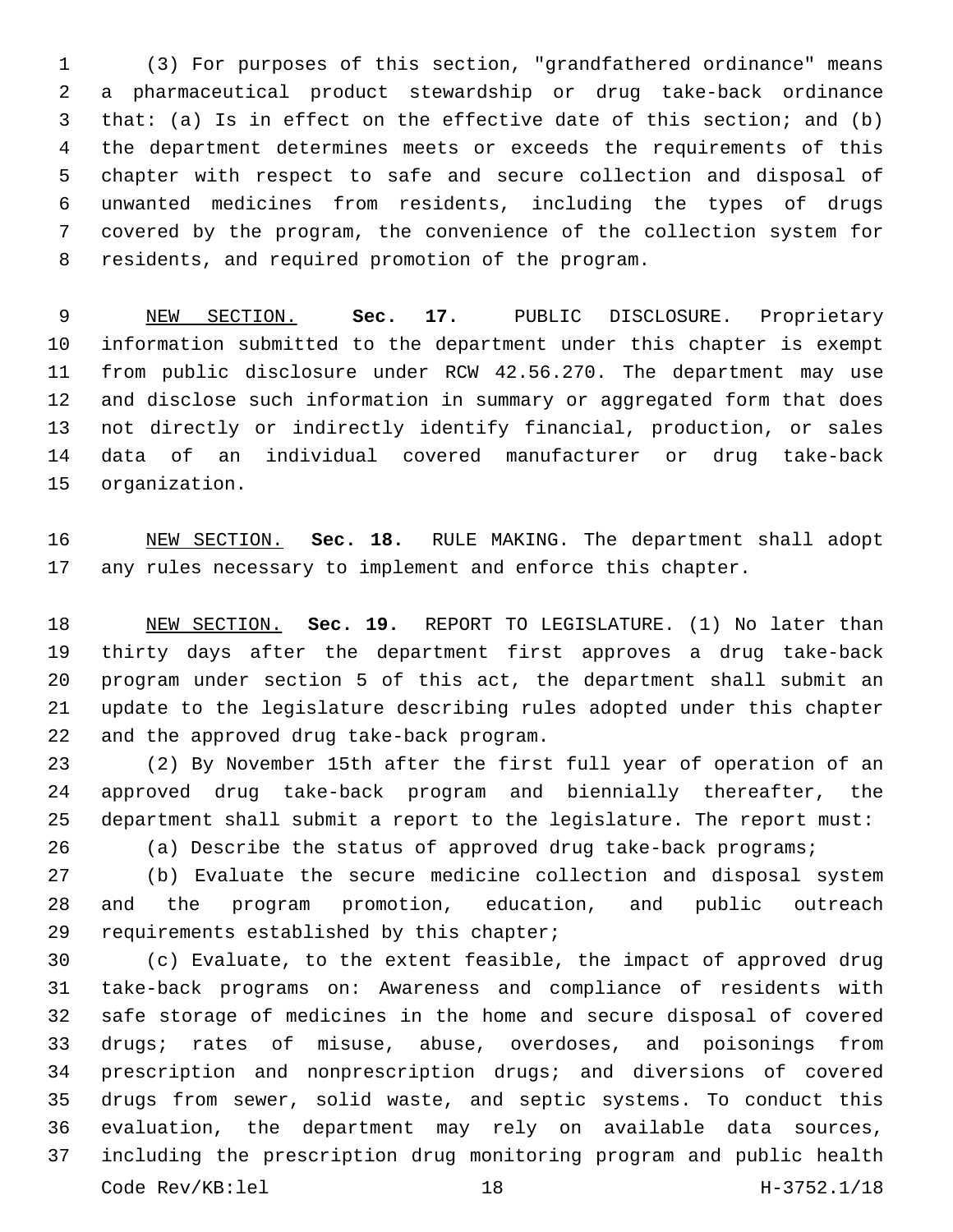(3) For purposes of this section, "grandfathered ordinance" means a pharmaceutical product stewardship or drug take-back ordinance that: (a) Is in effect on the effective date of this section; and (b) the department determines meets or exceeds the requirements of this chapter with respect to safe and secure collection and disposal of unwanted medicines from residents, including the types of drugs covered by the program, the convenience of the collection system for residents, and required promotion of the program.

NEW SECTION. **Sec. 17.** PUBLIC DISCLOSURE. Proprietary information submitted to the department under this chapter is exempt from public disclosure under RCW 42.56.270. The department may use and disclose such information in summary or aggregated form that does not directly or indirectly identify financial, production, or sales data of an individual covered manufacturer or drug take-back organization.

NEW SECTION. **Sec. 18.** RULE MAKING. The department shall adopt any rules necessary to implement and enforce this chapter.

NEW SECTION. **Sec. 19.** REPORT TO LEGISLATURE. (1) No later than thirty days after the department first approves a drug take-back program under section 5 of this act, the department shall submit an update to the legislature describing rules adopted under this chapter and the approved drug take-back program.

(2) By November 15th after the first full year of operation of an approved drug take-back program and biennially thereafter, the department shall submit a report to the legislature. The report must:

(a) Describe the status of approved drug take-back programs;

(b) Evaluate the secure medicine collection and disposal system and the program promotion, education, and public outreach requirements established by this chapter;

(c) Evaluate, to the extent feasible, the impact of approved drug take-back programs on: Awareness and compliance of residents with safe storage of medicines in the home and secure disposal of covered drugs; rates of misuse, abuse, overdoses, and poisonings from prescription and nonprescription drugs; and diversions of covered drugs from sewer, solid waste, and septic systems. To conduct this evaluation, the department may rely on available data sources, including the prescription drug monitoring program and public health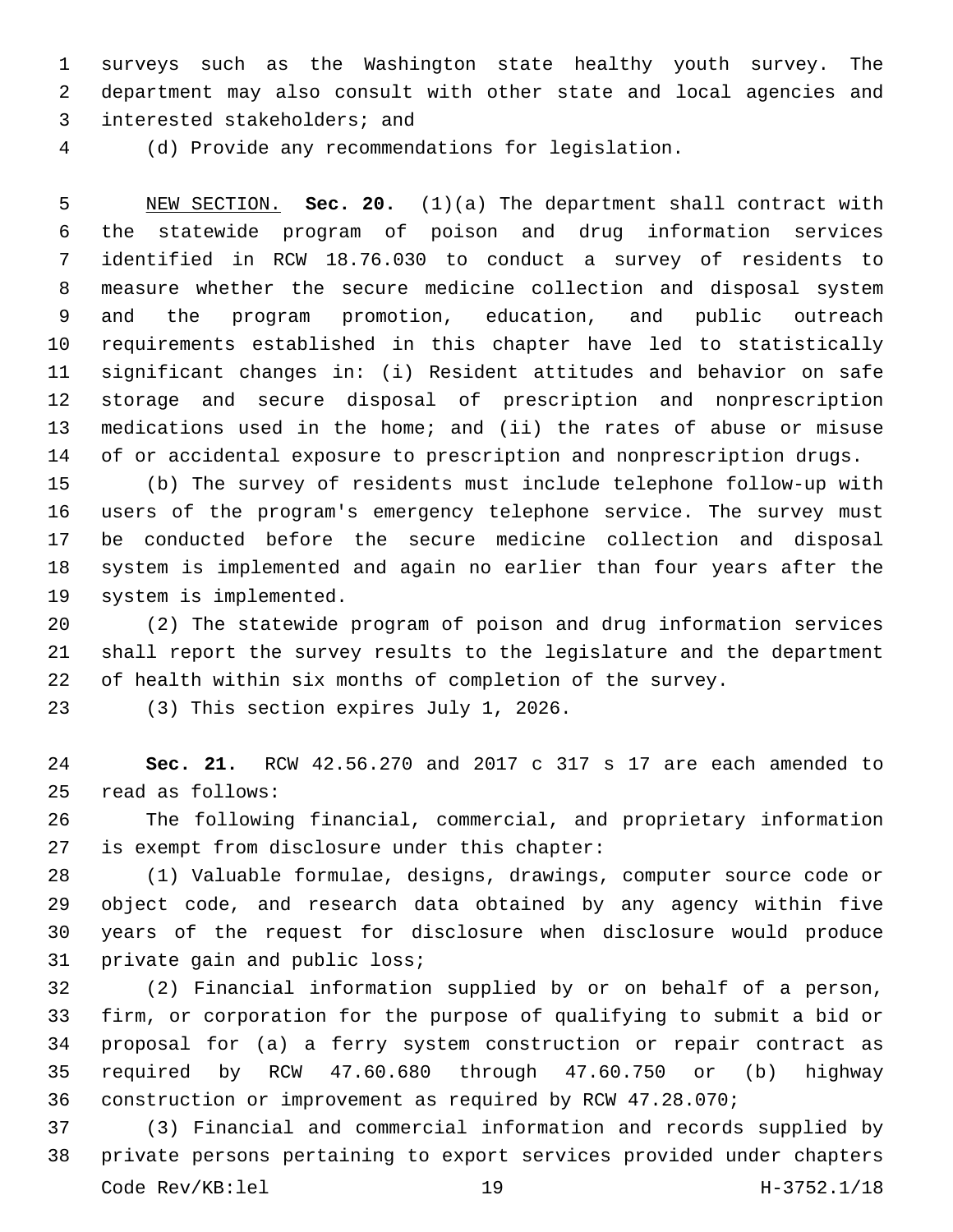surveys such as the Washington state healthy youth survey. The department may also consult with other state and local agencies and interested stakeholders; and

(d) Provide any recommendations for legislation.

NEW SECTION. **Sec. 20.** (1)(a) The department shall contract with the statewide program of poison and drug information services identified in RCW 18.76.030 to conduct a survey of residents to measure whether the secure medicine collection and disposal system and the program promotion, education, and public outreach requirements established in this chapter have led to statistically significant changes in: (i) Resident attitudes and behavior on safe storage and secure disposal of prescription and nonprescription medications used in the home; and (ii) the rates of abuse or misuse of or accidental exposure to prescription and nonprescription drugs.

(b) The survey of residents must include telephone follow-up with users of the program's emergency telephone service. The survey must be conducted before the secure medicine collection and disposal system is implemented and again no earlier than four years after the system is implemented.

(2) The statewide program of poison and drug information services shall report the survey results to the legislature and the department of health within six months of completion of the survey.

(3) This section expires July 1, 2026.

**Sec. 21.** RCW 42.56.270 and 2017 c 317 s 17 are each amended to read as follows:

The following financial, commercial, and proprietary information is exempt from disclosure under this chapter:

(1) Valuable formulae, designs, drawings, computer source code or object code, and research data obtained by any agency within five years of the request for disclosure when disclosure would produce private gain and public loss;

(2) Financial information supplied by or on behalf of a person, firm, or corporation for the purpose of qualifying to submit a bid or proposal for (a) a ferry system construction or repair contract as required by RCW 47.60.680 through 47.60.750 or (b) highway construction or improvement as required by RCW 47.28.070;

(3) Financial and commercial information and records supplied by private persons pertaining to export services provided under chapters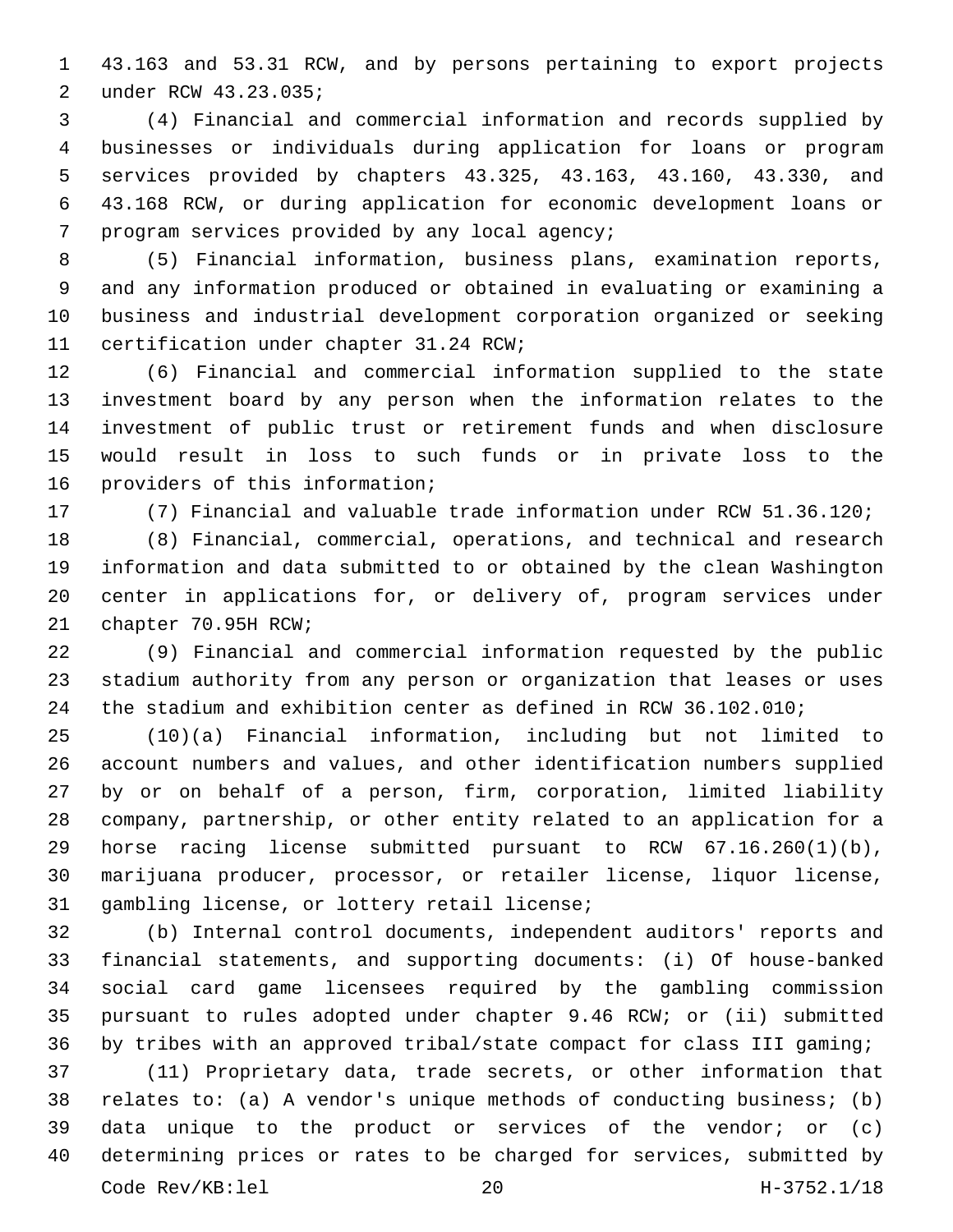43.163 and 53.31 RCW, and by persons pertaining to export projects under RCW 43.23.035;

(4) Financial and commercial information and records supplied by businesses or individuals during application for loans or program services provided by chapters 43.325, 43.163, 43.160, 43.330, and 43.168 RCW, or during application for economic development loans or program services provided by any local agency;

(5) Financial information, business plans, examination reports, and any information produced or obtained in evaluating or examining a business and industrial development corporation organized or seeking certification under chapter 31.24 RCW;

(6) Financial and commercial information supplied to the state investment board by any person when the information relates to the investment of public trust or retirement funds and when disclosure would result in loss to such funds or in private loss to the providers of this information;

(7) Financial and valuable trade information under RCW 51.36.120;

(8) Financial, commercial, operations, and technical and research information and data submitted to or obtained by the clean Washington center in applications for, or delivery of, program services under chapter 70.95H RCW;

(9) Financial and commercial information requested by the public stadium authority from any person or organization that leases or uses the stadium and exhibition center as defined in RCW 36.102.010;

(10)(a) Financial information, including but not limited to account numbers and values, and other identification numbers supplied by or on behalf of a person, firm, corporation, limited liability company, partnership, or other entity related to an application for a horse racing license submitted pursuant to RCW 67.16.260(1)(b), marijuana producer, processor, or retailer license, liquor license, gambling license, or lottery retail license;

(b) Internal control documents, independent auditors' reports and financial statements, and supporting documents: (i) Of house-banked social card game licensees required by the gambling commission pursuant to rules adopted under chapter 9.46 RCW; or (ii) submitted by tribes with an approved tribal/state compact for class III gaming;

(11) Proprietary data, trade secrets, or other information that relates to: (a) A vendor's unique methods of conducting business; (b) data unique to the product or services of the vendor; or (c) determining prices or rates to be charged for services, submitted by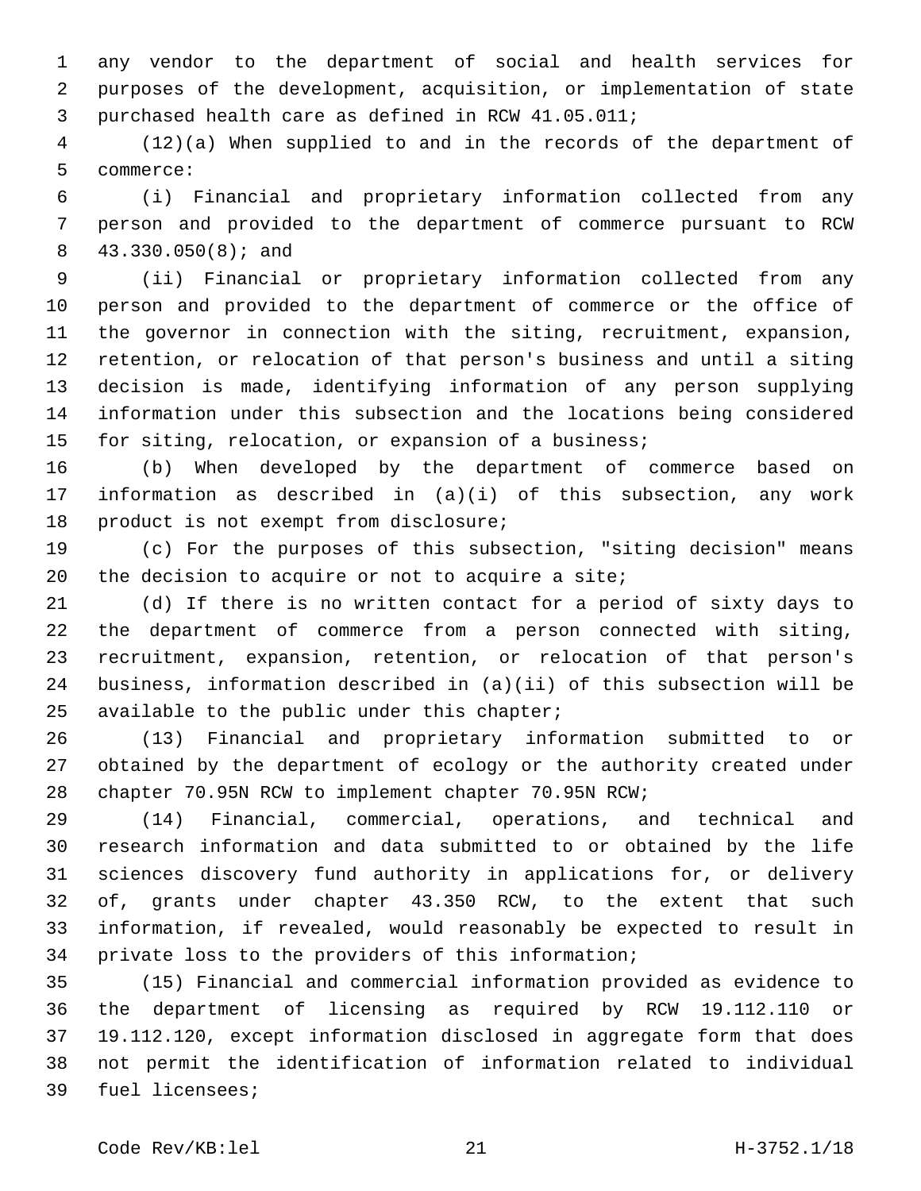any vendor to the department of social and health services for purposes of the development, acquisition, or implementation of state purchased health care as defined in RCW 41.05.011;

(12)(a) When supplied to and in the records of the department of commerce:

(i) Financial and proprietary information collected from any person and provided to the department of commerce pursuant to RCW 43.330.050(8); and

(ii) Financial or proprietary information collected from any person and provided to the department of commerce or the office of the governor in connection with the siting, recruitment, expansion, retention, or relocation of that person's business and until a siting decision is made, identifying information of any person supplying information under this subsection and the locations being considered for siting, relocation, or expansion of a business;

(b) When developed by the department of commerce based on information as described in (a)(i) of this subsection, any work product is not exempt from disclosure;

(c) For the purposes of this subsection, "siting decision" means the decision to acquire or not to acquire a site;

(d) If there is no written contact for a period of sixty days to the department of commerce from a person connected with siting, recruitment, expansion, retention, or relocation of that person's business, information described in (a)(ii) of this subsection will be available to the public under this chapter;

(13) Financial and proprietary information submitted to or obtained by the department of ecology or the authority created under chapter 70.95N RCW to implement chapter 70.95N RCW;

(14) Financial, commercial, operations, and technical and research information and data submitted to or obtained by the life sciences discovery fund authority in applications for, or delivery of, grants under chapter 43.350 RCW, to the extent that such information, if revealed, would reasonably be expected to result in private loss to the providers of this information;

(15) Financial and commercial information provided as evidence to the department of licensing as required by RCW 19.112.110 or 19.112.120, except information disclosed in aggregate form that does not permit the identification of information related to individual fuel licensees;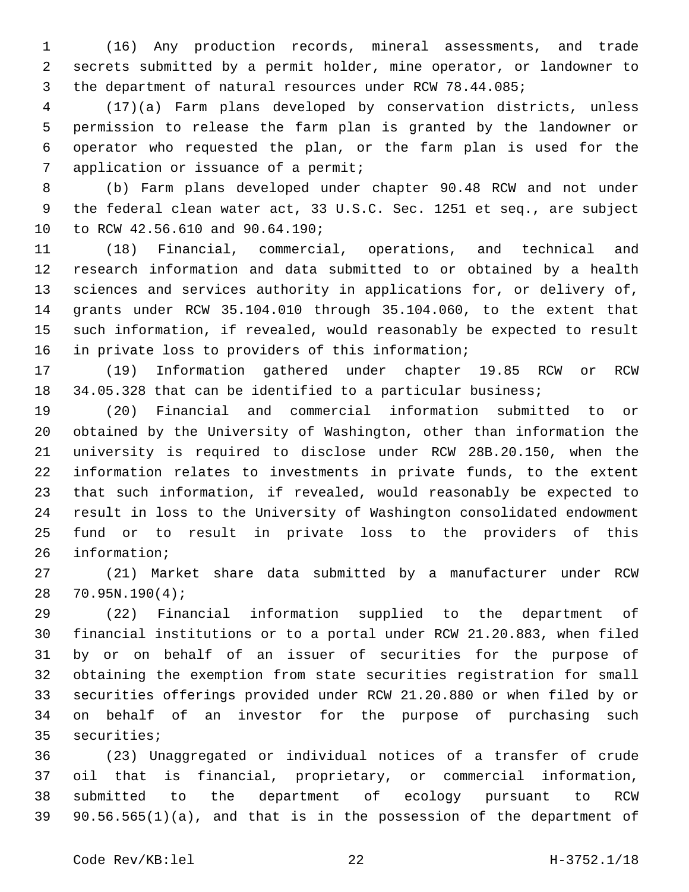(16) Any production records, mineral assessments, and trade secrets submitted by a permit holder, mine operator, or landowner to the department of natural resources under RCW 78.44.085;

(17)(a) Farm plans developed by conservation districts, unless permission to release the farm plan is granted by the landowner or operator who requested the plan, or the farm plan is used for the application or issuance of a permit;

(b) Farm plans developed under chapter 90.48 RCW and not under the federal clean water act, 33 U.S.C. Sec. 1251 et seq., are subject to RCW 42.56.610 and 90.64.190;

(18) Financial, commercial, operations, and technical and research information and data submitted to or obtained by a health sciences and services authority in applications for, or delivery of, grants under RCW 35.104.010 through 35.104.060, to the extent that such information, if revealed, would reasonably be expected to result in private loss to providers of this information;

(19) Information gathered under chapter 19.85 RCW or RCW 34.05.328 that can be identified to a particular business;

(20) Financial and commercial information submitted to or obtained by the University of Washington, other than information the university is required to disclose under RCW 28B.20.150, when the information relates to investments in private funds, to the extent that such information, if revealed, would reasonably be expected to result in loss to the University of Washington consolidated endowment fund or to result in private loss to the providers of this information;

(21) Market share data submitted by a manufacturer under RCW 70.95N.190(4);

(22) Financial information supplied to the department of financial institutions or to a portal under RCW 21.20.883, when filed by or on behalf of an issuer of securities for the purpose of obtaining the exemption from state securities registration for small securities offerings provided under RCW 21.20.880 or when filed by or on behalf of an investor for the purpose of purchasing such securities;

(23) Unaggregated or individual notices of a transfer of crude oil that is financial, proprietary, or commercial information, submitted to the department of ecology pursuant to RCW 90.56.565(1)(a), and that is in the possession of the department of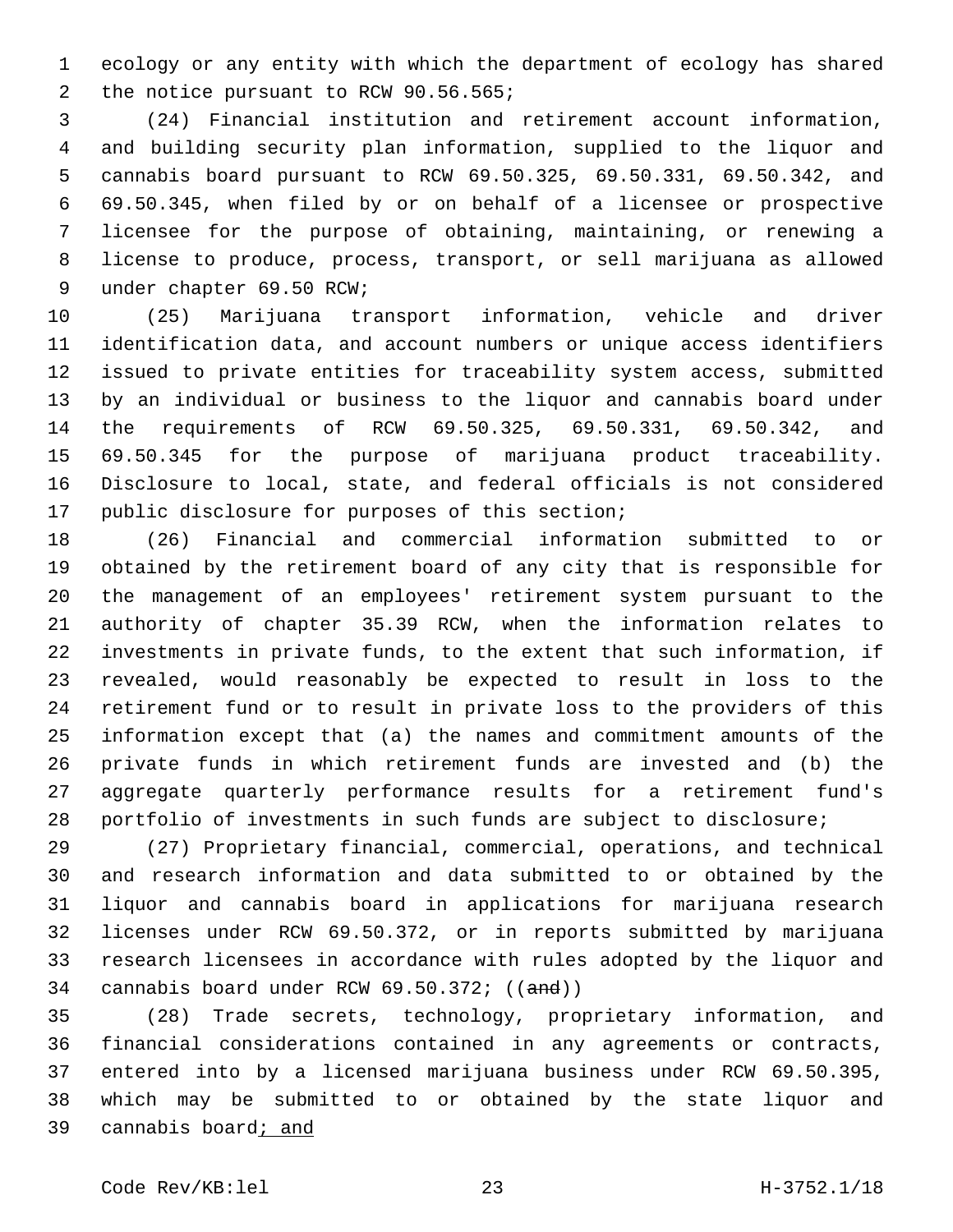ecology or any entity with which the department of ecology has shared the notice pursuant to RCW 90.56.565;

(24) Financial institution and retirement account information, and building security plan information, supplied to the liquor and cannabis board pursuant to RCW 69.50.325, 69.50.331, 69.50.342, and 69.50.345, when filed by or on behalf of a licensee or prospective licensee for the purpose of obtaining, maintaining, or renewing a license to produce, process, transport, or sell marijuana as allowed under chapter 69.50 RCW;

(25) Marijuana transport information, vehicle and driver identification data, and account numbers or unique access identifiers issued to private entities for traceability system access, submitted by an individual or business to the liquor and cannabis board under the requirements of RCW 69.50.325, 69.50.331, 69.50.342, and 69.50.345 for the purpose of marijuana product traceability. Disclosure to local, state, and federal officials is not considered public disclosure for purposes of this section;

(26) Financial and commercial information submitted to or obtained by the retirement board of any city that is responsible for the management of an employees' retirement system pursuant to the authority of chapter 35.39 RCW, when the information relates to investments in private funds, to the extent that such information, if revealed, would reasonably be expected to result in loss to the retirement fund or to result in private loss to the providers of this information except that (a) the names and commitment amounts of the private funds in which retirement funds are invested and (b) the aggregate quarterly performance results for a retirement fund's portfolio of investments in such funds are subject to disclosure;

(27) Proprietary financial, commercial, operations, and technical and research information and data submitted to or obtained by the liquor and cannabis board in applications for marijuana research licenses under RCW 69.50.372, or in reports submitted by marijuana research licensees in accordance with rules adopted by the liquor and cannabis board under RCW 69.50.372; ((~~and~~))

(28) Trade secrets, technology, proprietary information, and financial considerations contained in any agreements or contracts, entered into by a licensed marijuana business under RCW 69.50.395, which may be submitted to or obtained by the state liquor and cannabis board<u>; and</u>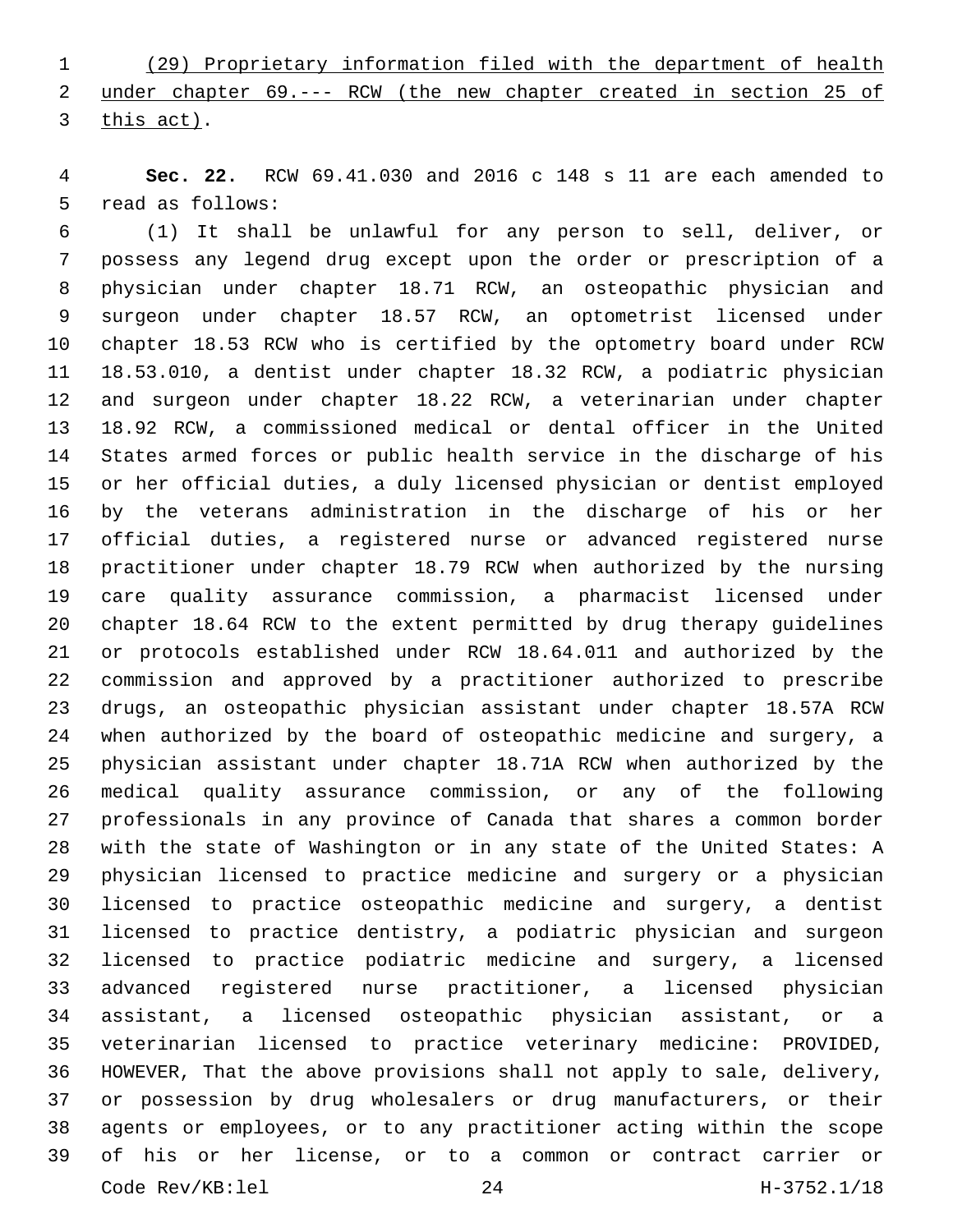(29) Proprietary information filed with the department of health under chapter 69.--- RCW (the new chapter created in section 25 of this act).

**Sec. 22.** RCW 69.41.030 and 2016 c 148 s 11 are each amended to read as follows:

(1) It shall be unlawful for any person to sell, deliver, or possess any legend drug except upon the order or prescription of a physician under chapter 18.71 RCW, an osteopathic physician and surgeon under chapter 18.57 RCW, an optometrist licensed under chapter 18.53 RCW who is certified by the optometry board under RCW 18.53.010, a dentist under chapter 18.32 RCW, a podiatric physician and surgeon under chapter 18.22 RCW, a veterinarian under chapter 18.92 RCW, a commissioned medical or dental officer in the United States armed forces or public health service in the discharge of his or her official duties, a duly licensed physician or dentist employed by the veterans administration in the discharge of his or her official duties, a registered nurse or advanced registered nurse practitioner under chapter 18.79 RCW when authorized by the nursing care quality assurance commission, a pharmacist licensed under chapter 18.64 RCW to the extent permitted by drug therapy guidelines or protocols established under RCW 18.64.011 and authorized by the commission and approved by a practitioner authorized to prescribe drugs, an osteopathic physician assistant under chapter 18.57A RCW when authorized by the board of osteopathic medicine and surgery, a physician assistant under chapter 18.71A RCW when authorized by the medical quality assurance commission, or any of the following professionals in any province of Canada that shares a common border with the state of Washington or in any state of the United States: A physician licensed to practice medicine and surgery or a physician licensed to practice osteopathic medicine and surgery, a dentist licensed to practice dentistry, a podiatric physician and surgeon licensed to practice podiatric medicine and surgery, a licensed advanced registered nurse practitioner, a licensed physician assistant, a licensed osteopathic physician assistant, or a veterinarian licensed to practice veterinary medicine: PROVIDED, HOWEVER, That the above provisions shall not apply to sale, delivery, or possession by drug wholesalers or drug manufacturers, or their agents or employees, or to any practitioner acting within the scope of his or her license, or to a common or contract carrier or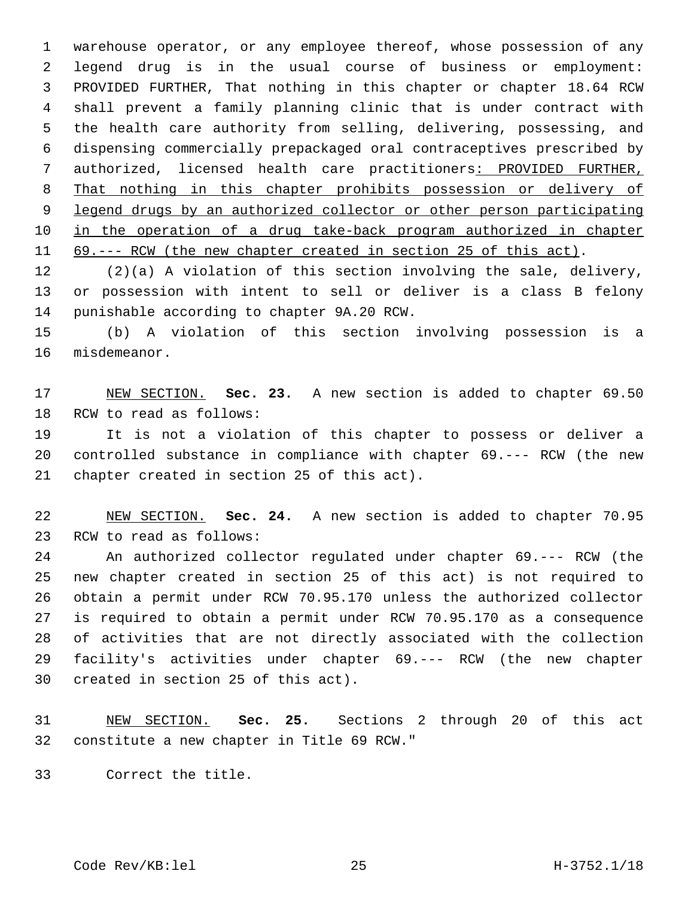warehouse operator, or any employee thereof, whose possession of any legend drug is in the usual course of business or employment: PROVIDED FURTHER, That nothing in this chapter or chapter 18.64 RCW shall prevent a family planning clinic that is under contract with the health care authority from selling, delivering, possessing, and dispensing commercially prepackaged oral contraceptives prescribed by authorized, licensed health care practitioners<u>: PROVIDED FURTHER, That nothing in this chapter prohibits possession or delivery of legend drugs by an authorized collector or other person participating in the operation of a drug take-back program authorized in chapter 69.--- RCW (the new chapter created in section 25 of this act)</u>.

(2)(a) A violation of this section involving the sale, delivery, or possession with intent to sell or deliver is a class B felony punishable according to chapter 9A.20 RCW.

(b) A violation of this section involving possession is a misdemeanor.

<u>NEW SECTION.</u> **Sec. 23.** A new section is added to chapter 69.50 RCW to read as follows:

It is not a violation of this chapter to possess or deliver a controlled substance in compliance with chapter 69.--- RCW (the new chapter created in section 25 of this act).

<u>NEW SECTION.</u> **Sec. 24.** A new section is added to chapter 70.95 RCW to read as follows:

An authorized collector regulated under chapter 69.--- RCW (the new chapter created in section 25 of this act) is not required to obtain a permit under RCW 70.95.170 unless the authorized collector is required to obtain a permit under RCW 70.95.170 as a consequence of activities that are not directly associated with the collection facility's activities under chapter 69.--- RCW (the new chapter created in section 25 of this act).

<u>NEW SECTION.</u> **Sec. 25.** Sections 2 through 20 of this act constitute a new chapter in Title 69 RCW."

Correct the title.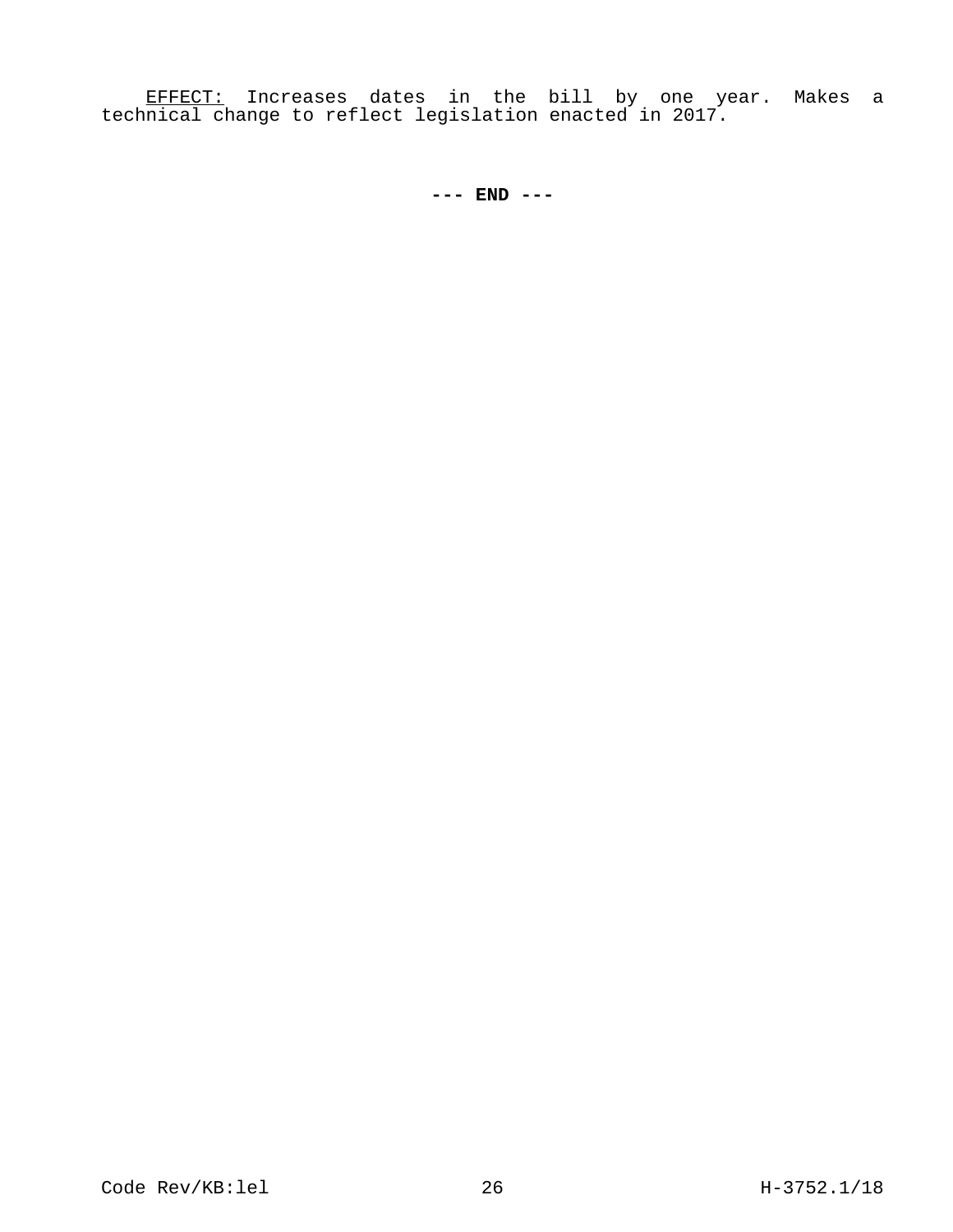EFFECT: Increases dates in the bill by one year. Makes a technical change to reflect legislation enacted in 2017.

**--- END ---**